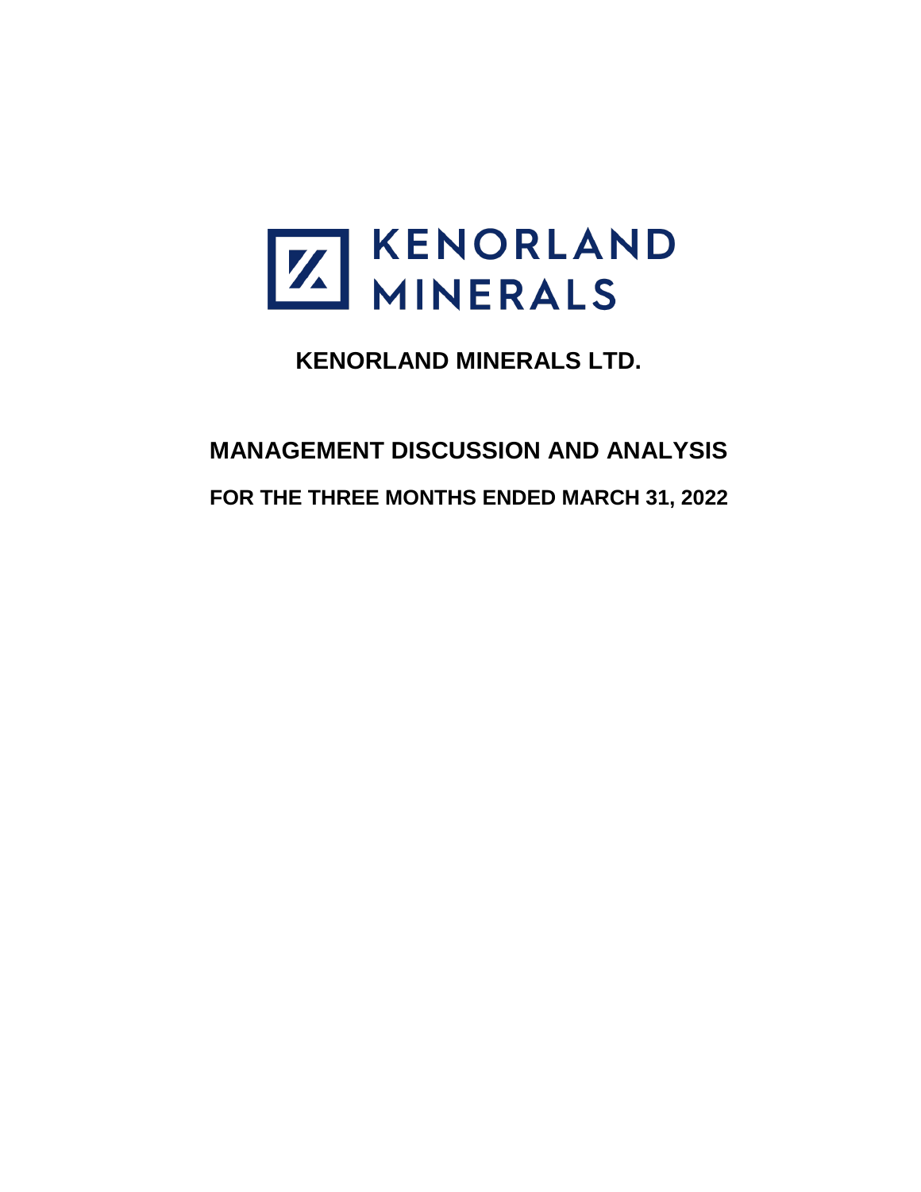KENORLAND MINERALS

# KENORLAND MINERALS LTD.

## MANAGEMENT DISCUSSION AND ANALYSIS

### FOR THE THREE MONTHS ENDED MARCH 31, 2022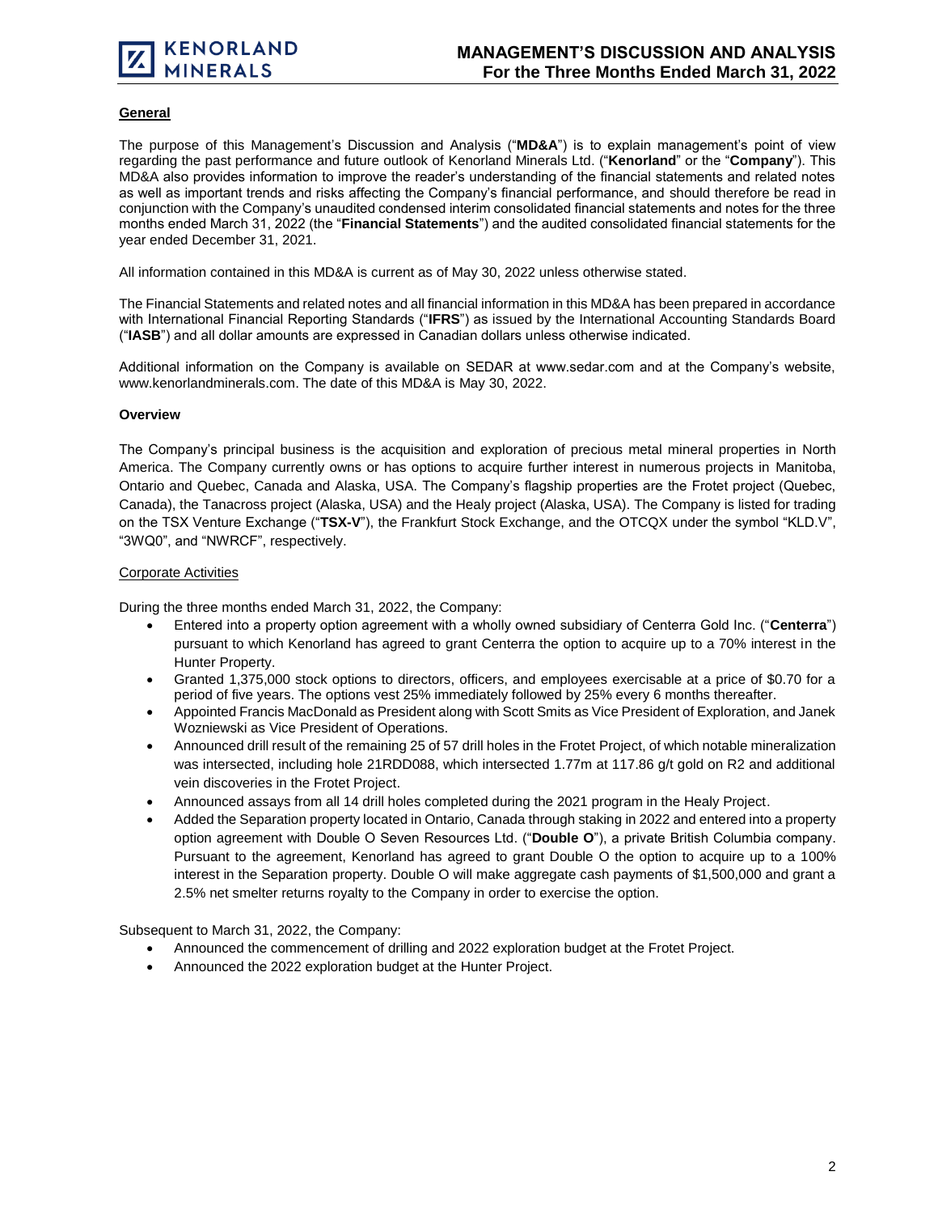## General

The purpose of this Management's Discussion and Analysis ("**MD&A**") is to explain management's point of view regarding the past performance and future outlook of Kenorland Minerals Ltd. ("**Kenorland**" or the "**Company**"). This MD&A also provides information to improve the reader's understanding of the financial statements and related notes as well as important trends and risks affecting the Company's financial performance, and should therefore be read in conjunction with the Company's unaudited condensed interim consolidated financial statements and notes for the three months ended March 31, 2022 (the "**Financial Statements**") and the audited consolidated financial statements for the year ended December 31, 2021.

All information contained in this MD&A is current as of May 30, 2022 unless otherwise stated.

The Financial Statements and related notes and all financial information in this MD&A has been prepared in accordance with International Financial Reporting Standards ("**IFRS**") as issued by the International Accounting Standards Board ("**IASB**") and all dollar amounts are expressed in Canadian dollars unless otherwise indicated.

Additional information on the Company is available on SEDAR at www.sedar.com and at the Company's website, www.kenorlandminerals.com. The date of this MD&A is May 30, 2022.

### Overview

The Company's principal business is the acquisition and exploration of precious metal mineral properties in North America. The Company currently owns or has options to acquire further interest in numerous projects in Manitoba, Ontario and Quebec, Canada and Alaska, USA. The Company's flagship properties are the Frotet project (Quebec, Canada), the Tanacross project (Alaska, USA) and the Healy project (Alaska, USA). The Company is listed for trading on the TSX Venture Exchange ("**TSX-V**"), the Frankfurt Stock Exchange, and the OTCQX under the symbol "KLD.V", "3WQ0", and "NWRCF", respectively.

#### Corporate Activities

During the three months ended March 31, 2022, the Company:

- Entered into a property option agreement with a wholly owned subsidiary of Centerra Gold Inc. ("**Centerra**") pursuant to which Kenorland has agreed to grant Centerra the option to acquire up to a 70% interest in the Hunter Property.
- Granted 1,375,000 stock options to directors, officers, and employees exercisable at a price of $0.70 for a period of five years. The options vest 25% immediately followed by 25% every 6 months thereafter.
- Appointed Francis MacDonald as President along with Scott Smits as Vice President of Exploration, and Janek Wozniewski as Vice President of Operations.
- Announced drill result of the remaining 25 of 57 drill holes in the Frotet Project, of which notable mineralization was intersected, including hole 21RDD088, which intersected 1.77m at 117.86 g/t gold on R2 and additional vein discoveries in the Frotet Project.
- Announced assays from all 14 drill holes completed during the 2021 program in the Healy Project.
- Added the Separation property located in Ontario, Canada through staking in 2022 and entered into a property option agreement with Double O Seven Resources Ltd. ("**Double O**"), a private British Columbia company. Pursuant to the agreement, Kenorland has agreed to grant Double O the option to acquire up to a 100% interest in the Separation property. Double O will make aggregate cash payments of $1,500,000 and grant a 2.5% net smelter returns royalty to the Company in order to exercise the option.

Subsequent to March 31, 2022, the Company:

- Announced the commencement of drilling and 2022 exploration budget at the Frotet Project.
- Announced the 2022 exploration budget at the Hunter Project.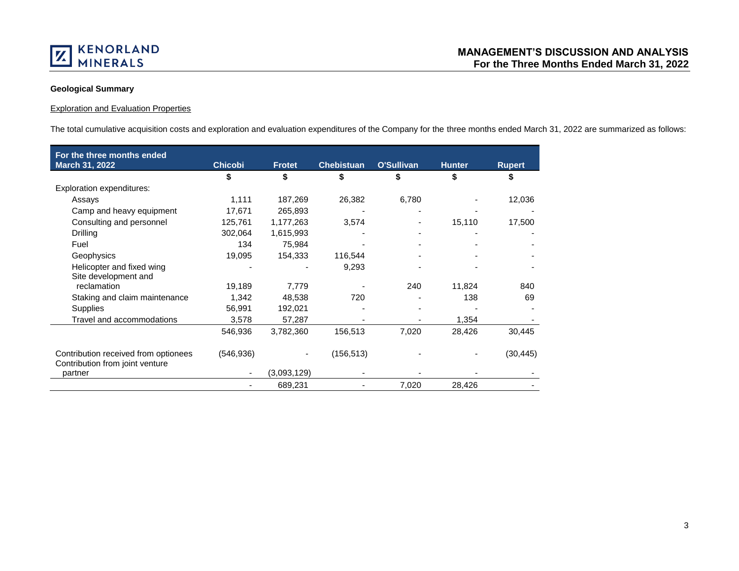### Geological Summary

Exploration and Evaluation Properties

The total cumulative acquisition costs and exploration and evaluation expenditures of the Company for the three months ended March 31, 2022 are summarized as follows:

| For the three months ended March 31, 2022 | Chicobi | Frotet | Chebistuan | O'Sullivan | Hunter | Rupert |
|---|---|---|---|---|---|---|
| | $ | $ | $ | $ | $ | $ |
| Exploration expenditures: | | | | | | |
| Assays | 1,111 | 187,269 | 26,382 | 6,780 | - | 12,036 |
| Camp and heavy equipment | 17,671 | 265,893 | - | - | - | - |
| Consulting and personnel | 125,761 | 1,177,263 | 3,574 | - | 15,110 | 17,500 |
| Drilling | 302,064 | 1,615,993 | - | - | - | - |
| Fuel | 134 | 75,984 | - | - | - | - |
| Geophysics | 19,095 | 154,333 | 116,544 | - | - | - |
| Helicopter and fixed wing | - | - | 9,293 | - | - | - |
| Site development and reclamation | 19,189 | 7,779 | - | 240 | 11,824 | 840 |
| Staking and claim maintenance | 1,342 | 48,538 | 720 | - | 138 | 69 |
| Supplies | 56,991 | 192,021 | - | - | - | - |
| Travel and accommodations | 3,578 | 57,287 | - | - | 1,354 | - |
| | 546,936 | 3,782,360 | 156,513 | 7,020 | 28,426 | 30,445 |
| Contribution received from optionees | (546,936) | - | (156,513) | - | - | (30,445) |
| Contribution from joint venture partner | - | (3,093,129) | - | - | - | - |
| | - | 689,231 | - | 7,020 | 28,426 | - |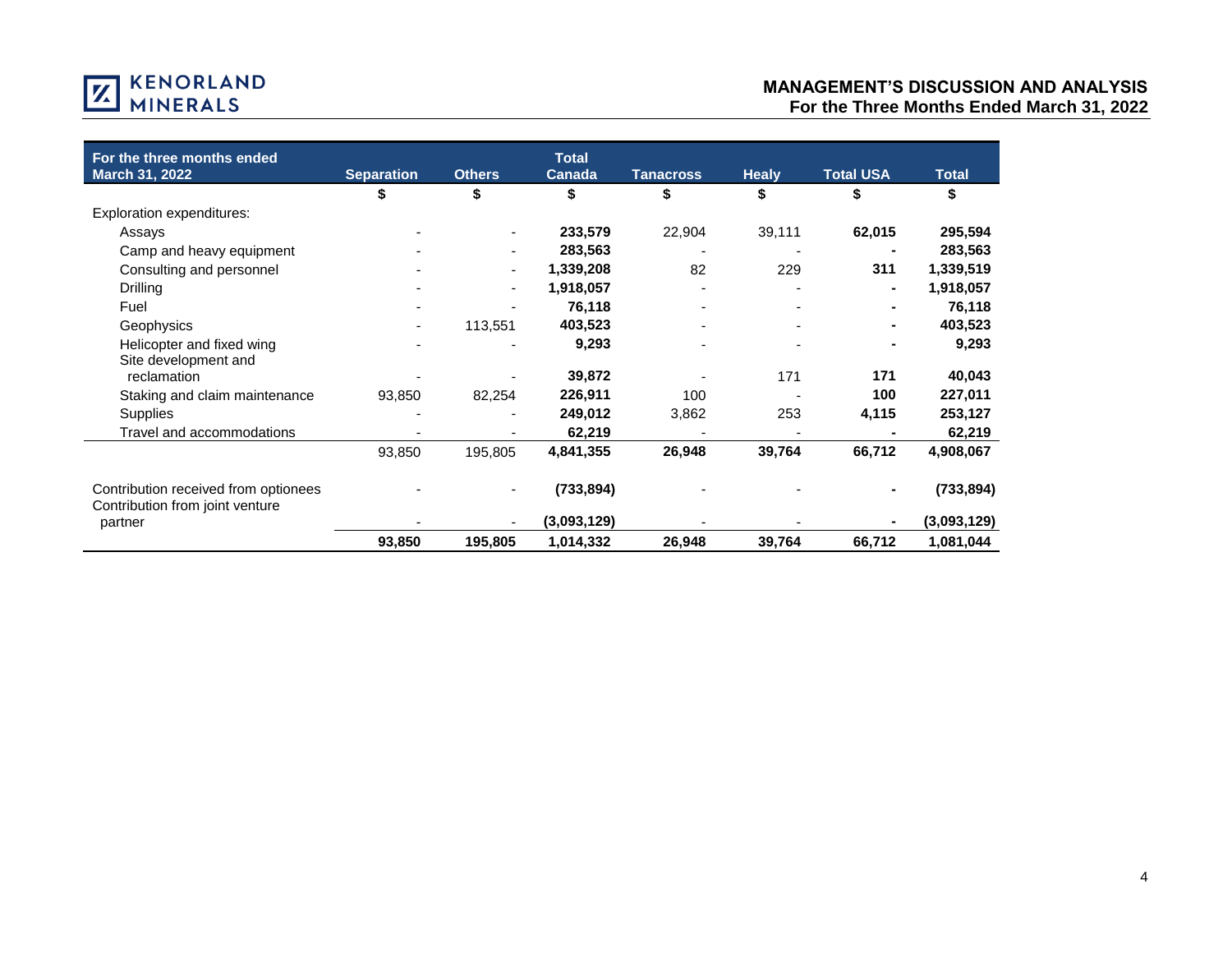| For the three months ended March 31, 2022 | Separation | Others | Total Canada | Tanacross | Healy | Total USA | Total |
|---|---|---|---|---|---|---|---|
| | $ | $ | $ | $ | $ | $ | $ |
| Exploration expenditures: | | | | | | | |
| Assays | - | - | **233,579** | 22,904 | 39,111 | **62,015** | **295,594** |
| Camp and heavy equipment | - | - | **283,563** | - | - | **-** | **283,563** |
| Consulting and personnel | - | - | **1,339,208** | 82 | 229 | **311** | **1,339,519** |
| Drilling | - | - | **1,918,057** | - | - | **-** | **1,918,057** |
| Fuel | - | - | **76,118** | - | - | **-** | **76,118** |
| Geophysics | - | 113,551 | **403,523** | - | - | **-** | **403,523** |
| Helicopter and fixed wing | - | - | **9,293** | - | - | **-** | **9,293** |
| Site development and reclamation | - | - | **39,872** | - | 171 | **171** | **40,043** |
| Staking and claim maintenance | 93,850 | 82,254 | **226,911** | 100 | - | **100** | **227,011** |
| Supplies | - | - | **249,012** | 3,862 | 253 | **4,115** | **253,127** |
| Travel and accommodations | - | - | **62,219** | - | - | **-** | **62,219** |
| | 93,850 | 195,805 | **4,841,355** | **26,948** | **39,764** | **66,712** | **4,908,067** |
| Contribution received from optionees | - | - | **(733,894)** | - | - | **-** | **(733,894)** |
| Contribution from joint venture partner | - | - | **(3,093,129)** | - | - | **-** | **(3,093,129)** |
| | **93,850** | **195,805** | **1,014,332** | **26,948** | **39,764** | **66,712** | **1,081,044** |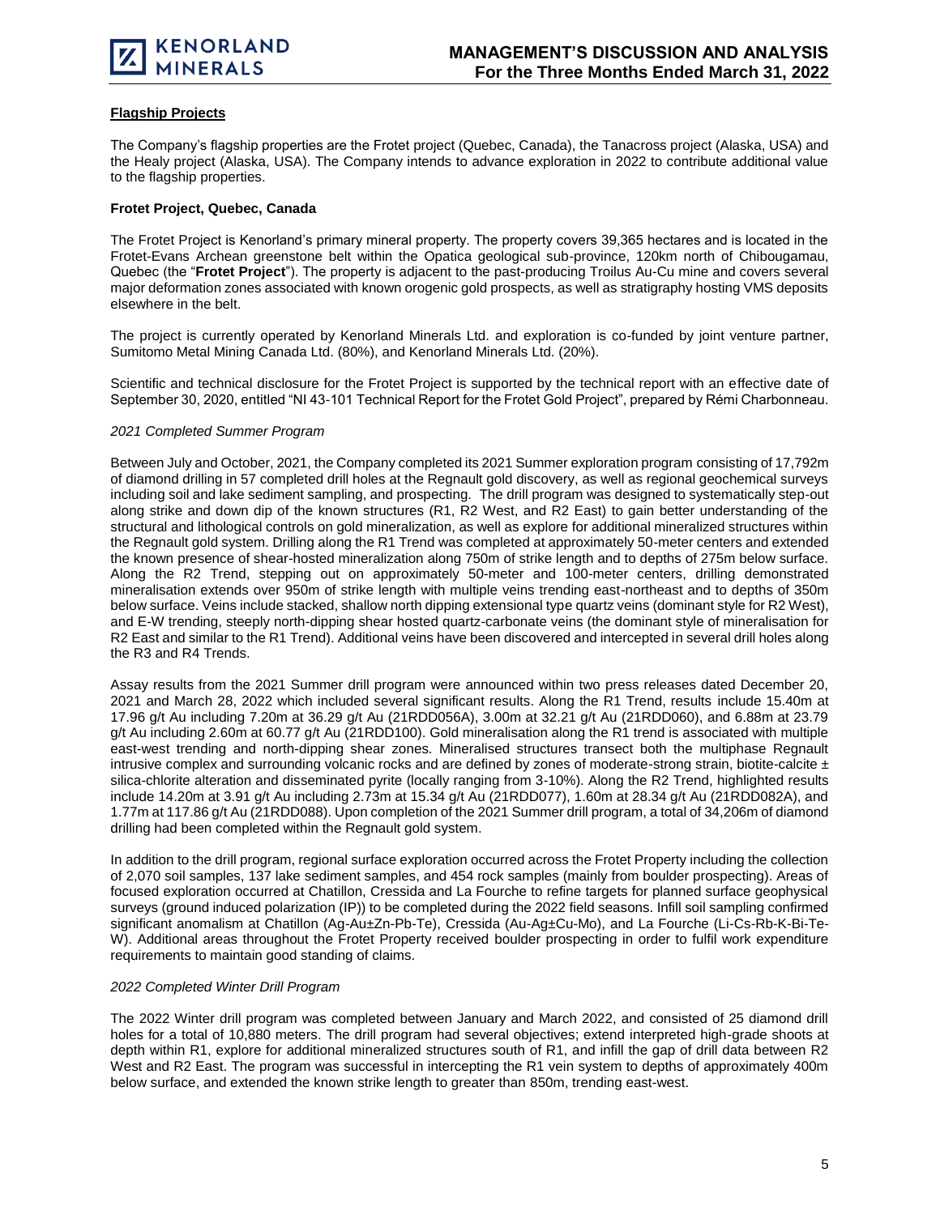## Flagship Projects

The Company's flagship properties are the Frotet project (Quebec, Canada), the Tanacross project (Alaska, USA) and the Healy project (Alaska, USA). The Company intends to advance exploration in 2022 to contribute additional value to the flagship properties.

### Frotet Project, Quebec, Canada

The Frotet Project is Kenorland's primary mineral property. The property covers 39,365 hectares and is located in the Frotet-Evans Archean greenstone belt within the Opatica geological sub-province, 120km north of Chibougamau, Quebec (the "**Frotet Project**"). The property is adjacent to the past-producing Troilus Au-Cu mine and covers several major deformation zones associated with known orogenic gold prospects, as well as stratigraphy hosting VMS deposits elsewhere in the belt.

The project is currently operated by Kenorland Minerals Ltd. and exploration is co-funded by joint venture partner, Sumitomo Metal Mining Canada Ltd. (80%), and Kenorland Minerals Ltd. (20%).

Scientific and technical disclosure for the Frotet Project is supported by the technical report with an effective date of September 30, 2020, entitled "NI 43-101 Technical Report for the Frotet Gold Project", prepared by Rémi Charbonneau.

*2021 Completed Summer Program*

Between July and October, 2021, the Company completed its 2021 Summer exploration program consisting of 17,792m of diamond drilling in 57 completed drill holes at the Regnault gold discovery, as well as regional geochemical surveys including soil and lake sediment sampling, and prospecting. The drill program was designed to systematically step-out along strike and down dip of the known structures (R1, R2 West, and R2 East) to gain better understanding of the structural and lithological controls on gold mineralization, as well as explore for additional mineralized structures within the Regnault gold system. Drilling along the R1 Trend was completed at approximately 50-meter centers and extended the known presence of shear-hosted mineralization along 750m of strike length and to depths of 275m below surface. Along the R2 Trend, stepping out on approximately 50-meter and 100-meter centers, drilling demonstrated mineralisation extends over 950m of strike length with multiple veins trending east-northeast and to depths of 350m below surface. Veins include stacked, shallow north dipping extensional type quartz veins (dominant style for R2 West), and E-W trending, steeply north-dipping shear hosted quartz-carbonate veins (the dominant style of mineralisation for R2 East and similar to the R1 Trend). Additional veins have been discovered and intercepted in several drill holes along the R3 and R4 Trends.

Assay results from the 2021 Summer drill program were announced within two press releases dated December 20, 2021 and March 28, 2022 which included several significant results. Along the R1 Trend, results include 15.40m at 17.96 g/t Au including 7.20m at 36.29 g/t Au (21RDD056A), 3.00m at 32.21 g/t Au (21RDD060), and 6.88m at 23.79 g/t Au including 2.60m at 60.77 g/t Au (21RDD100). Gold mineralisation along the R1 trend is associated with multiple east-west trending and north-dipping shear zones. Mineralised structures transect both the multiphase Regnault intrusive complex and surrounding volcanic rocks and are defined by zones of moderate-strong strain, biotite-calcite ± silica-chlorite alteration and disseminated pyrite (locally ranging from 3-10%). Along the R2 Trend, highlighted results include 14.20m at 3.91 g/t Au including 2.73m at 15.34 g/t Au (21RDD077), 1.60m at 28.34 g/t Au (21RDD082A), and 1.77m at 117.86 g/t Au (21RDD088). Upon completion of the 2021 Summer drill program, a total of 34,206m of diamond drilling had been completed within the Regnault gold system.

In addition to the drill program, regional surface exploration occurred across the Frotet Property including the collection of 2,070 soil samples, 137 lake sediment samples, and 454 rock samples (mainly from boulder prospecting). Areas of focused exploration occurred at Chatillon, Cressida and La Fourche to refine targets for planned surface geophysical surveys (ground induced polarization (IP)) to be completed during the 2022 field seasons. Infill soil sampling confirmed significant anomalism at Chatillon (Ag-Au±Zn-Pb-Te), Cressida (Au-Ag±Cu-Mo), and La Fourche (Li-Cs-Rb-K-Bi-Te-W). Additional areas throughout the Frotet Property received boulder prospecting in order to fulfil work expenditure requirements to maintain good standing of claims.

*2022 Completed Winter Drill Program*

The 2022 Winter drill program was completed between January and March 2022, and consisted of 25 diamond drill holes for a total of 10,880 meters. The drill program had several objectives; extend interpreted high-grade shoots at depth within R1, explore for additional mineralized structures south of R1, and infill the gap of drill data between R2 West and R2 East. The program was successful in intercepting the R1 vein system to depths of approximately 400m below surface, and extended the known strike length to greater than 850m, trending east-west.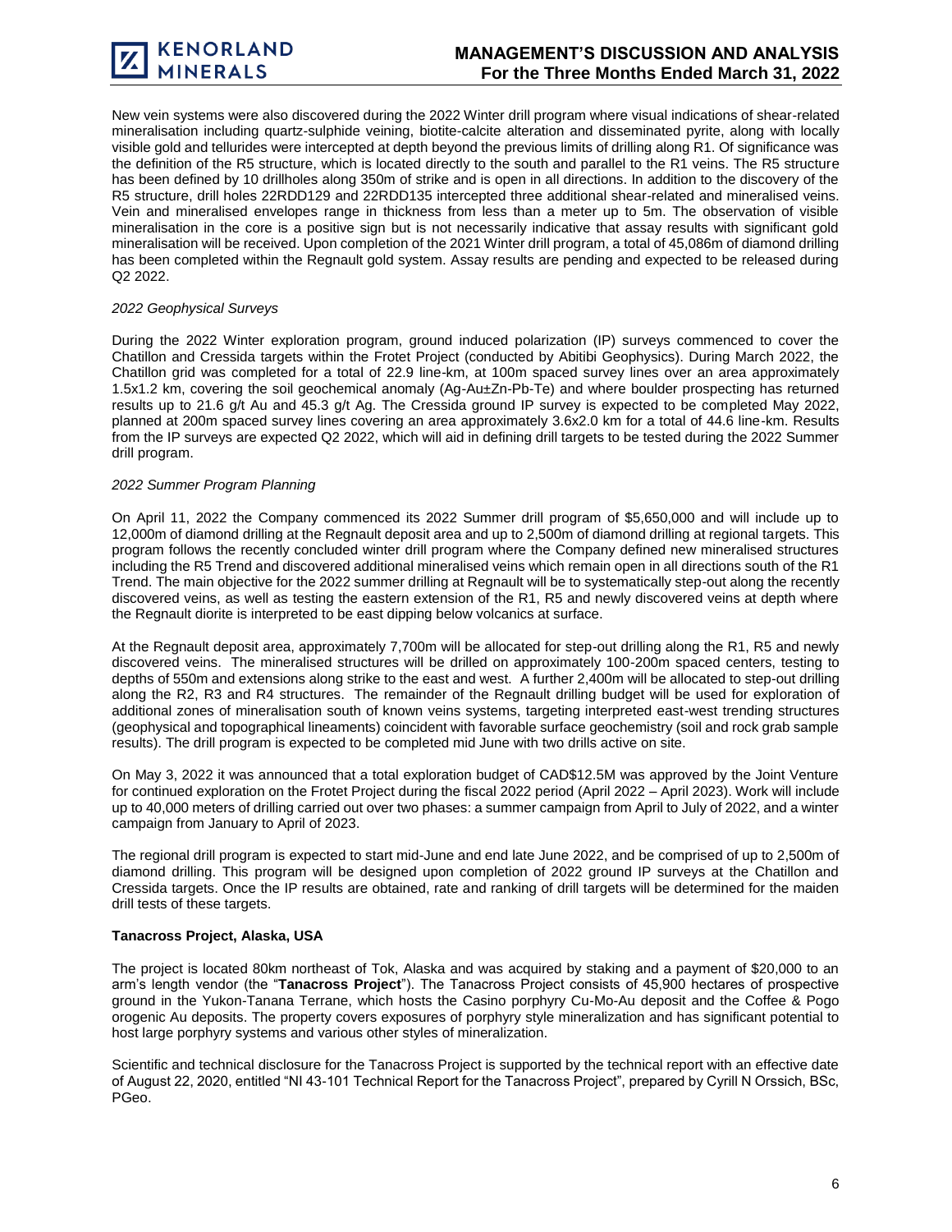New vein systems were also discovered during the 2022 Winter drill program where visual indications of shear-related mineralisation including quartz-sulphide veining, biotite-calcite alteration and disseminated pyrite, along with locally visible gold and tellurides were intercepted at depth beyond the previous limits of drilling along R1. Of significance was the definition of the R5 structure, which is located directly to the south and parallel to the R1 veins. The R5 structure has been defined by 10 drillholes along 350m of strike and is open in all directions. In addition to the discovery of the R5 structure, drill holes 22RDD129 and 22RDD135 intercepted three additional shear-related and mineralised veins. Vein and mineralised envelopes range in thickness from less than a meter up to 5m. The observation of visible mineralisation in the core is a positive sign but is not necessarily indicative that assay results with significant gold mineralisation will be received. Upon completion of the 2021 Winter drill program, a total of 45,086m of diamond drilling has been completed within the Regnault gold system. Assay results are pending and expected to be released during Q2 2022.

*2022 Geophysical Surveys*

During the 2022 Winter exploration program, ground induced polarization (IP) surveys commenced to cover the Chatillon and Cressida targets within the Frotet Project (conducted by Abitibi Geophysics). During March 2022, the Chatillon grid was completed for a total of 22.9 line-km, at 100m spaced survey lines over an area approximately 1.5x1.2 km, covering the soil geochemical anomaly (Ag-Au±Zn-Pb-Te) and where boulder prospecting has returned results up to 21.6 g/t Au and 45.3 g/t Ag. The Cressida ground IP survey is expected to be completed May 2022, planned at 200m spaced survey lines covering an area approximately 3.6x2.0 km for a total of 44.6 line-km. Results from the IP surveys are expected Q2 2022, which will aid in defining drill targets to be tested during the 2022 Summer drill program.

*2022 Summer Program Planning*

On April 11, 2022 the Company commenced its 2022 Summer drill program of $5,650,000 and will include up to 12,000m of diamond drilling at the Regnault deposit area and up to 2,500m of diamond drilling at regional targets. This program follows the recently concluded winter drill program where the Company defined new mineralised structures including the R5 Trend and discovered additional mineralised veins which remain open in all directions south of the R1 Trend. The main objective for the 2022 summer drilling at Regnault will be to systematically step-out along the recently discovered veins, as well as testing the eastern extension of the R1, R5 and newly discovered veins at depth where the Regnault diorite is interpreted to be east dipping below volcanics at surface.

At the Regnault deposit area, approximately 7,700m will be allocated for step-out drilling along the R1, R5 and newly discovered veins. The mineralised structures will be drilled on approximately 100-200m spaced centers, testing to depths of 550m and extensions along strike to the east and west. A further 2,400m will be allocated to step-out drilling along the R2, R3 and R4 structures. The remainder of the Regnault drilling budget will be used for exploration of additional zones of mineralisation south of known veins systems, targeting interpreted east-west trending structures (geophysical and topographical lineaments) coincident with favorable surface geochemistry (soil and rock grab sample results). The drill program is expected to be completed mid June with two drills active on site.

On May 3, 2022 it was announced that a total exploration budget of CAD$12.5M was approved by the Joint Venture for continued exploration on the Frotet Project during the fiscal 2022 period (April 2022 – April 2023). Work will include up to 40,000 meters of drilling carried out over two phases: a summer campaign from April to July of 2022, and a winter campaign from January to April of 2023.

The regional drill program is expected to start mid-June and end late June 2022, and be comprised of up to 2,500m of diamond drilling. This program will be designed upon completion of 2022 ground IP surveys at the Chatillon and Cressida targets. Once the IP results are obtained, rate and ranking of drill targets will be determined for the maiden drill tests of these targets.

**Tanacross Project, Alaska, USA**

The project is located 80km northeast of Tok, Alaska and was acquired by staking and a payment of $20,000 to an arm's length vendor (the "**Tanacross Project**"). The Tanacross Project consists of 45,900 hectares of prospective ground in the Yukon-Tanana Terrane, which hosts the Casino porphyry Cu-Mo-Au deposit and the Coffee & Pogo orogenic Au deposits. The property covers exposures of porphyry style mineralization and has significant potential to host large porphyry systems and various other styles of mineralization.

Scientific and technical disclosure for the Tanacross Project is supported by the technical report with an effective date of August 22, 2020, entitled "NI 43-101 Technical Report for the Tanacross Project", prepared by Cyrill N Orssich, BSc, PGeo.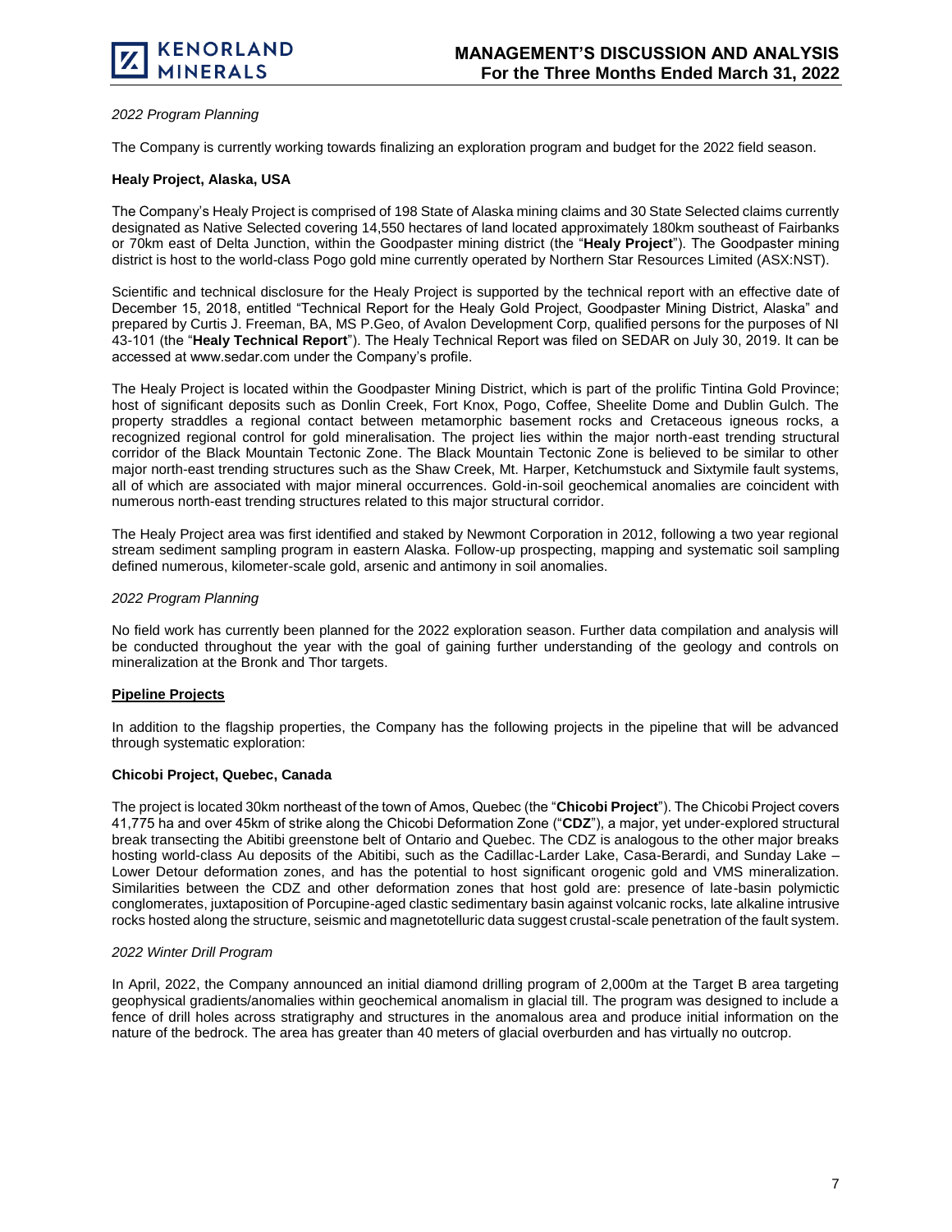*2022 Program Planning*

The Company is currently working towards finalizing an exploration program and budget for the 2022 field season.

**Healy Project, Alaska, USA**

The Company's Healy Project is comprised of 198 State of Alaska mining claims and 30 State Selected claims currently designated as Native Selected covering 14,550 hectares of land located approximately 180km southeast of Fairbanks or 70km east of Delta Junction, within the Goodpaster mining district (the "**Healy Project**"). The Goodpaster mining district is host to the world-class Pogo gold mine currently operated by Northern Star Resources Limited (ASX:NST).

Scientific and technical disclosure for the Healy Project is supported by the technical report with an effective date of December 15, 2018, entitled "Technical Report for the Healy Gold Project, Goodpaster Mining District, Alaska" and prepared by Curtis J. Freeman, BA, MS P.Geo, of Avalon Development Corp, qualified persons for the purposes of NI 43-101 (the "**Healy Technical Report**"). The Healy Technical Report was filed on SEDAR on July 30, 2019. It can be accessed at www.sedar.com under the Company's profile.

The Healy Project is located within the Goodpaster Mining District, which is part of the prolific Tintina Gold Province; host of significant deposits such as Donlin Creek, Fort Knox, Pogo, Coffee, Sheelite Dome and Dublin Gulch. The property straddles a regional contact between metamorphic basement rocks and Cretaceous igneous rocks, a recognized regional control for gold mineralisation. The project lies within the major north-east trending structural corridor of the Black Mountain Tectonic Zone. The Black Mountain Tectonic Zone is believed to be similar to other major north-east trending structures such as the Shaw Creek, Mt. Harper, Ketchumstuck and Sixtymile fault systems, all of which are associated with major mineral occurrences. Gold-in-soil geochemical anomalies are coincident with numerous north-east trending structures related to this major structural corridor.

The Healy Project area was first identified and staked by Newmont Corporation in 2012, following a two year regional stream sediment sampling program in eastern Alaska. Follow-up prospecting, mapping and systematic soil sampling defined numerous, kilometer-scale gold, arsenic and antimony in soil anomalies.

*2022 Program Planning*

No field work has currently been planned for the 2022 exploration season. Further data compilation and analysis will be conducted throughout the year with the goal of gaining further understanding of the geology and controls on mineralization at the Bronk and Thor targets.

**Pipeline Projects**

In addition to the flagship properties, the Company has the following projects in the pipeline that will be advanced through systematic exploration:

**Chicobi Project, Quebec, Canada**

The project is located 30km northeast of the town of Amos, Quebec (the "**Chicobi Project**"). The Chicobi Project covers 41,775 ha and over 45km of strike along the Chicobi Deformation Zone ("**CDZ**"), a major, yet under-explored structural break transecting the Abitibi greenstone belt of Ontario and Quebec. The CDZ is analogous to the other major breaks hosting world-class Au deposits of the Abitibi, such as the Cadillac-Larder Lake, Casa-Berardi, and Sunday Lake – Lower Detour deformation zones, and has the potential to host significant orogenic gold and VMS mineralization. Similarities between the CDZ and other deformation zones that host gold are: presence of late-basin polymictic conglomerates, juxtaposition of Porcupine-aged clastic sedimentary basin against volcanic rocks, late alkaline intrusive rocks hosted along the structure, seismic and magnetotelluric data suggest crustal-scale penetration of the fault system.

*2022 Winter Drill Program*

In April, 2022, the Company announced an initial diamond drilling program of 2,000m at the Target B area targeting geophysical gradients/anomalies within geochemical anomalism in glacial till. The program was designed to include a fence of drill holes across stratigraphy and structures in the anomalous area and produce initial information on the nature of the bedrock. The area has greater than 40 meters of glacial overburden and has virtually no outcrop.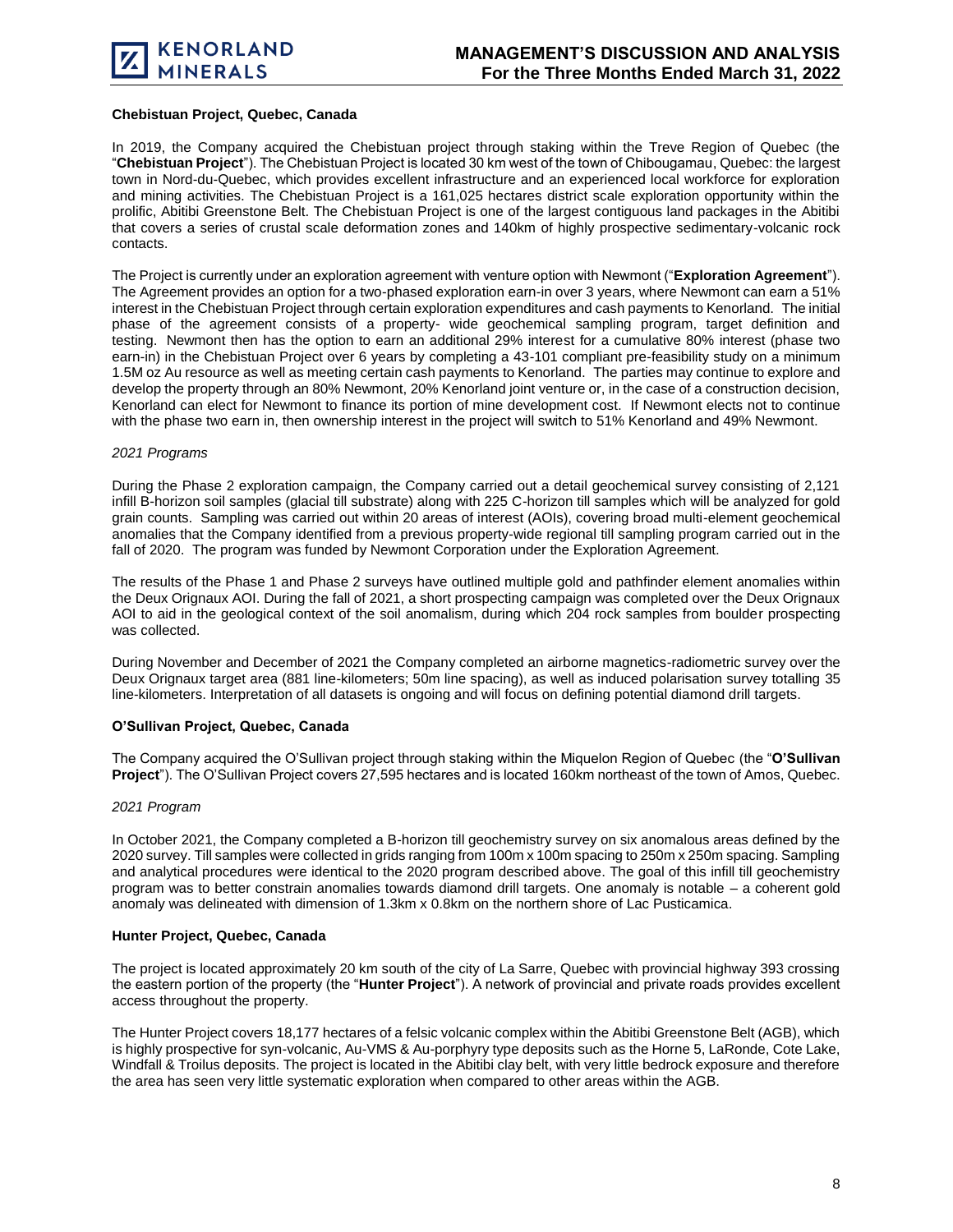**Chebistuan Project, Quebec, Canada**

In 2019, the Company acquired the Chebistuan project through staking within the Treve Region of Quebec (the "**Chebistuan Project**"). The Chebistuan Project is located 30 km west of the town of Chibougamau, Quebec: the largest town in Nord-du-Quebec, which provides excellent infrastructure and an experienced local workforce for exploration and mining activities. The Chebistuan Project is a 161,025 hectares district scale exploration opportunity within the prolific, Abitibi Greenstone Belt. The Chebistuan Project is one of the largest contiguous land packages in the Abitibi that covers a series of crustal scale deformation zones and 140km of highly prospective sedimentary-volcanic rock contacts.

The Project is currently under an exploration agreement with venture option with Newmont ("**Exploration Agreement**"). The Agreement provides an option for a two-phased exploration earn-in over 3 years, where Newmont can earn a 51% interest in the Chebistuan Project through certain exploration expenditures and cash payments to Kenorland. The initial phase of the agreement consists of a property- wide geochemical sampling program, target definition and testing. Newmont then has the option to earn an additional 29% interest for a cumulative 80% interest (phase two earn-in) in the Chebistuan Project over 6 years by completing a 43-101 compliant pre-feasibility study on a minimum 1.5M oz Au resource as well as meeting certain cash payments to Kenorland. The parties may continue to explore and develop the property through an 80% Newmont, 20% Kenorland joint venture or, in the case of a construction decision, Kenorland can elect for Newmont to finance its portion of mine development cost. If Newmont elects not to continue with the phase two earn in, then ownership interest in the project will switch to 51% Kenorland and 49% Newmont.

*2021 Programs*

During the Phase 2 exploration campaign, the Company carried out a detail geochemical survey consisting of 2,121 infill B-horizon soil samples (glacial till substrate) along with 225 C-horizon till samples which will be analyzed for gold grain counts. Sampling was carried out within 20 areas of interest (AOIs), covering broad multi-element geochemical anomalies that the Company identified from a previous property-wide regional till sampling program carried out in the fall of 2020. The program was funded by Newmont Corporation under the Exploration Agreement.

The results of the Phase 1 and Phase 2 surveys have outlined multiple gold and pathfinder element anomalies within the Deux Orignaux AOI. During the fall of 2021, a short prospecting campaign was completed over the Deux Orignaux AOI to aid in the geological context of the soil anomalism, during which 204 rock samples from boulder prospecting was collected.

During November and December of 2021 the Company completed an airborne magnetics-radiometric survey over the Deux Orignaux target area (881 line-kilometers; 50m line spacing), as well as induced polarisation survey totalling 35 line-kilometers. Interpretation of all datasets is ongoing and will focus on defining potential diamond drill targets.

**O'Sullivan Project, Quebec, Canada**

The Company acquired the O'Sullivan project through staking within the Miquelon Region of Quebec (the "**O'Sullivan Project**"). The O'Sullivan Project covers 27,595 hectares and is located 160km northeast of the town of Amos, Quebec.

*2021 Program*

In October 2021, the Company completed a B-horizon till geochemistry survey on six anomalous areas defined by the 2020 survey. Till samples were collected in grids ranging from 100m x 100m spacing to 250m x 250m spacing. Sampling and analytical procedures were identical to the 2020 program described above. The goal of this infill till geochemistry program was to better constrain anomalies towards diamond drill targets. One anomaly is notable – a coherent gold anomaly was delineated with dimension of 1.3km x 0.8km on the northern shore of Lac Pusticamica.

**Hunter Project, Quebec, Canada**

The project is located approximately 20 km south of the city of La Sarre, Quebec with provincial highway 393 crossing the eastern portion of the property (the "**Hunter Project**"). A network of provincial and private roads provides excellent access throughout the property.

The Hunter Project covers 18,177 hectares of a felsic volcanic complex within the Abitibi Greenstone Belt (AGB), which is highly prospective for syn-volcanic, Au-VMS & Au-porphyry type deposits such as the Horne 5, LaRonde, Cote Lake, Windfall & Troilus deposits. The project is located in the Abitibi clay belt, with very little bedrock exposure and therefore the area has seen very little systematic exploration when compared to other areas within the AGB.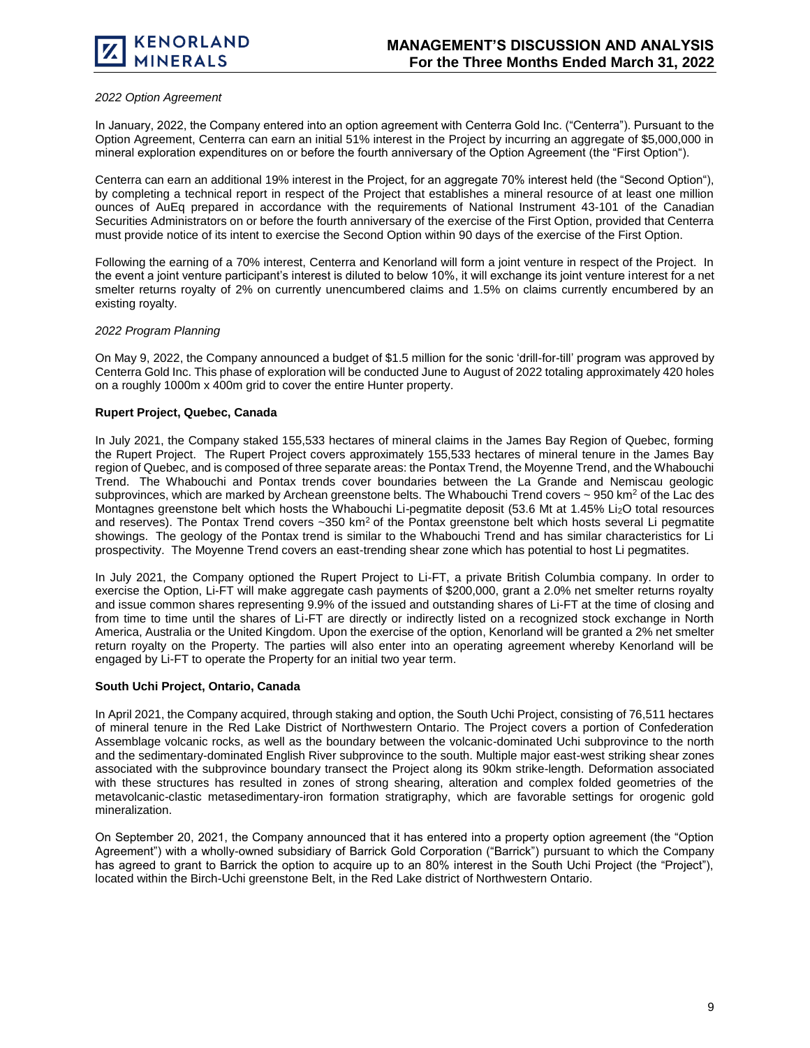*2022 Option Agreement*

In January, 2022, the Company entered into an option agreement with Centerra Gold Inc. ("Centerra"). Pursuant to the Option Agreement, Centerra can earn an initial 51% interest in the Project by incurring an aggregate of $5,000,000 in mineral exploration expenditures on or before the fourth anniversary of the Option Agreement (the "First Option").

Centerra can earn an additional 19% interest in the Project, for an aggregate 70% interest held (the "Second Option"), by completing a technical report in respect of the Project that establishes a mineral resource of at least one million ounces of AuEq prepared in accordance with the requirements of National Instrument 43-101 of the Canadian Securities Administrators on or before the fourth anniversary of the exercise of the First Option, provided that Centerra must provide notice of its intent to exercise the Second Option within 90 days of the exercise of the First Option.

Following the earning of a 70% interest, Centerra and Kenorland will form a joint venture in respect of the Project. In the event a joint venture participant's interest is diluted to below 10%, it will exchange its joint venture interest for a net smelter returns royalty of 2% on currently unencumbered claims and 1.5% on claims currently encumbered by an existing royalty.

*2022 Program Planning*

On May 9, 2022, the Company announced a budget of $1.5 million for the sonic 'drill-for-till' program was approved by Centerra Gold Inc. This phase of exploration will be conducted June to August of 2022 totaling approximately 420 holes on a roughly 1000m x 400m grid to cover the entire Hunter property.

**Rupert Project, Quebec, Canada**

In July 2021, the Company staked 155,533 hectares of mineral claims in the James Bay Region of Quebec, forming the Rupert Project. The Rupert Project covers approximately 155,533 hectares of mineral tenure in the James Bay region of Quebec, and is composed of three separate areas: the Pontax Trend, the Moyenne Trend, and the Whabouchi Trend. The Whabouchi and Pontax trends cover boundaries between the La Grande and Nemiscau geologic subprovinces, which are marked by Archean greenstone belts. The Whabouchi Trend covers ~ 950 km$^2$ of the Lac des Montagnes greenstone belt which hosts the Whabouchi Li-pegmatite deposit (53.6 Mt at 1.45% $Li_2O$ total resources and reserves). The Pontax Trend covers ~350 km$^2$ of the Pontax greenstone belt which hosts several Li pegmatite showings. The geology of the Pontax trend is similar to the Whabouchi Trend and has similar characteristics for Li prospectivity. The Moyenne Trend covers an east-trending shear zone which has potential to host Li pegmatites.

In July 2021, the Company optioned the Rupert Project to Li-FT, a private British Columbia company. In order to exercise the Option, Li-FT will make aggregate cash payments of $200,000, grant a 2.0% net smelter returns royalty and issue common shares representing 9.9% of the issued and outstanding shares of Li-FT at the time of closing and from time to time until the shares of Li-FT are directly or indirectly listed on a recognized stock exchange in North America, Australia or the United Kingdom. Upon the exercise of the option, Kenorland will be granted a 2% net smelter return royalty on the Property. The parties will also enter into an operating agreement whereby Kenorland will be engaged by Li-FT to operate the Property for an initial two year term.

**South Uchi Project, Ontario, Canada**

In April 2021, the Company acquired, through staking and option, the South Uchi Project, consisting of 76,511 hectares of mineral tenure in the Red Lake District of Northwestern Ontario. The Project covers a portion of Confederation Assemblage volcanic rocks, as well as the boundary between the volcanic-dominated Uchi subprovince to the north and the sedimentary-dominated English River subprovince to the south. Multiple major east-west striking shear zones associated with the subprovince boundary transect the Project along its 90km strike-length. Deformation associated with these structures has resulted in zones of strong shearing, alteration and complex folded geometries of the metavolcanic-clastic metasedimentary-iron formation stratigraphy, which are favorable settings for orogenic gold mineralization.

On September 20, 2021, the Company announced that it has entered into a property option agreement (the "Option Agreement") with a wholly-owned subsidiary of Barrick Gold Corporation ("Barrick") pursuant to which the Company has agreed to grant to Barrick the option to acquire up to an 80% interest in the South Uchi Project (the "Project"), located within the Birch-Uchi greenstone Belt, in the Red Lake district of Northwestern Ontario.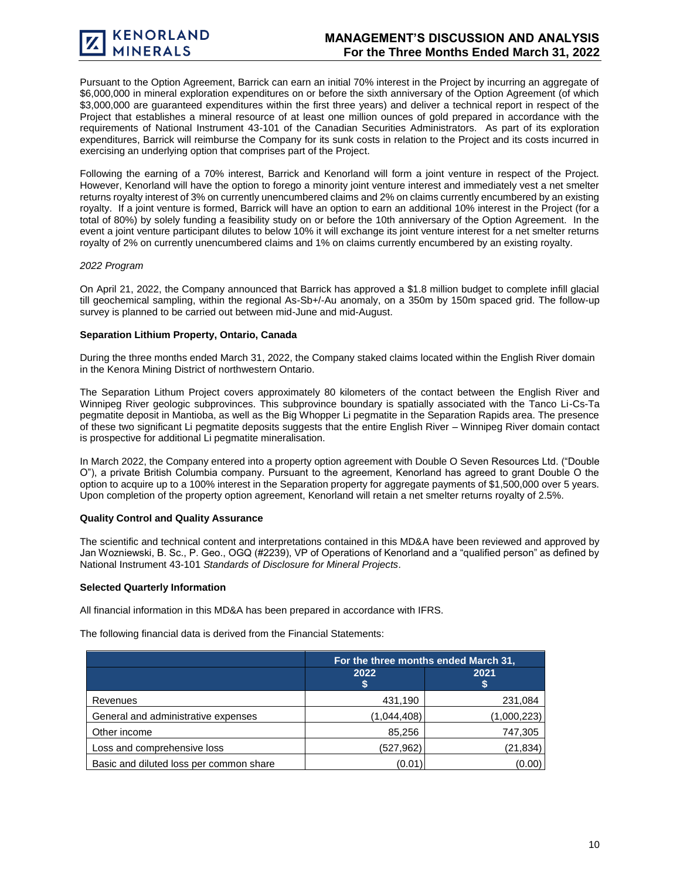Pursuant to the Option Agreement, Barrick can earn an initial 70% interest in the Project by incurring an aggregate of \$6,000,000 in mineral exploration expenditures on or before the sixth anniversary of the Option Agreement (of which \$3,000,000 are guaranteed expenditures within the first three years) and deliver a technical report in respect of the Project that establishes a mineral resource of at least one million ounces of gold prepared in accordance with the requirements of National Instrument 43-101 of the Canadian Securities Administrators. As part of its exploration expenditures, Barrick will reimburse the Company for its sunk costs in relation to the Project and its costs incurred in exercising an underlying option that comprises part of the Project.

Following the earning of a 70% interest, Barrick and Kenorland will form a joint venture in respect of the Project. However, Kenorland will have the option to forego a minority joint venture interest and immediately vest a net smelter returns royalty interest of 3% on currently unencumbered claims and 2% on claims currently encumbered by an existing royalty. If a joint venture is formed, Barrick will have an option to earn an additional 10% interest in the Project (for a total of 80%) by solely funding a feasibility study on or before the 10th anniversary of the Option Agreement. In the event a joint venture participant dilutes to below 10% it will exchange its joint venture interest for a net smelter returns royalty of 2% on currently unencumbered claims and 1% on claims currently encumbered by an existing royalty.

*2022 Program*

On April 21, 2022, the Company announced that Barrick has approved a \$1.8 million budget to complete infill glacial till geochemical sampling, within the regional As-Sb+/-Au anomaly, on a 350m by 150m spaced grid. The follow-up survey is planned to be carried out between mid-June and mid-August.

**Separation Lithium Property, Ontario, Canada**

During the three months ended March 31, 2022, the Company staked claims located within the English River domain in the Kenora Mining District of northwestern Ontario.

The Separation Lithum Project covers approximately 80 kilometers of the contact between the English River and Winnipeg River geologic subprovinces. This subprovince boundary is spatially associated with the Tanco Li-Cs-Ta pegmatite deposit in Mantioba, as well as the Big Whopper Li pegmatite in the Separation Rapids area. The presence of these two significant Li pegmatite deposits suggests that the entire English River – Winnipeg River domain contact is prospective for additional Li pegmatite mineralisation.

In March 2022, the Company entered into a property option agreement with Double O Seven Resources Ltd. ("Double O"), a private British Columbia company. Pursuant to the agreement, Kenorland has agreed to grant Double O the option to acquire up to a 100% interest in the Separation property for aggregate payments of \$1,500,000 over 5 years. Upon completion of the property option agreement, Kenorland will retain a net smelter returns royalty of 2.5%.

**Quality Control and Quality Assurance**

The scientific and technical content and interpretations contained in this MD&A have been reviewed and approved by Jan Wozniewski, B. Sc., P. Geo., OGQ (#2239), VP of Operations of Kenorland and a "qualified person" as defined by National Instrument 43-101 *Standards of Disclosure for Mineral Projects*.

**Selected Quarterly Information**

All financial information in this MD&A has been prepared in accordance with IFRS.

The following financial data is derived from the Financial Statements:

| | For the three months ended March 31, | |
|---|---|---|
| | 2022<br>\$ | 2021<br>\$ |
| Revenues | 431,190 | 231,084 |
| General and administrative expenses | (1,044,408) | (1,000,223) |
| Other income | 85,256 | 747,305 |
| Loss and comprehensive loss | (527,962) | (21,834) |
| Basic and diluted loss per common share | (0.01) | (0.00) |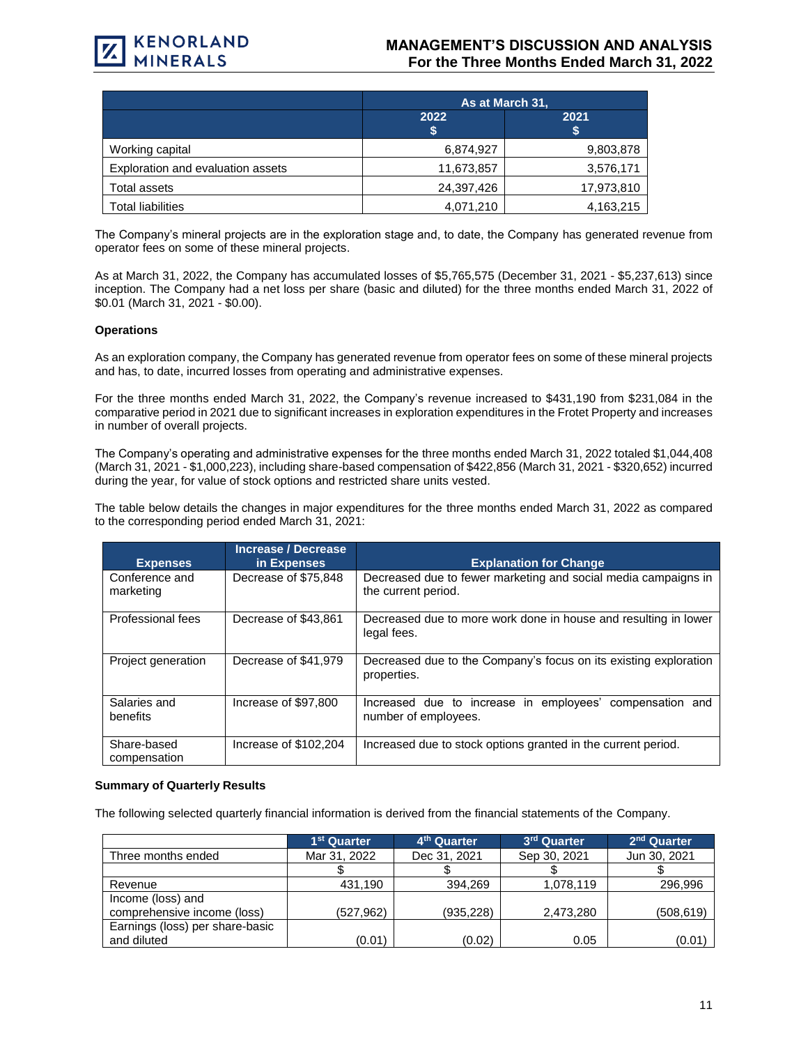| | As at March 31, | |
|---|---|---|
| | 2022<br>$ | 2021<br>$ |
| Working capital | 6,874,927 | 9,803,878 |
| Exploration and evaluation assets | 11,673,857 | 3,576,171 |
| Total assets | 24,397,426 | 17,973,810 |
| Total liabilities | 4,071,210 | 4,163,215 |

The Company's mineral projects are in the exploration stage and, to date, the Company has generated revenue from operator fees on some of these mineral projects.

As at March 31, 2022, the Company has accumulated losses of $5,765,575 (December 31, 2021 - $5,237,613) since inception. The Company had a net loss per share (basic and diluted) for the three months ended March 31, 2022 of $0.01 (March 31, 2021 - $0.00).

**Operations**

As an exploration company, the Company has generated revenue from operator fees on some of these mineral projects and has, to date, incurred losses from operating and administrative expenses.

For the three months ended March 31, 2022, the Company's revenue increased to $431,190 from $231,084 in the comparative period in 2021 due to significant increases in exploration expenditures in the Frotet Property and increases in number of overall projects.

The Company's operating and administrative expenses for the three months ended March 31, 2022 totaled $1,044,408 (March 31, 2021 - $1,000,223), including share-based compensation of $422,856 (March 31, 2021 - $320,652) incurred during the year, for value of stock options and restricted share units vested.

The table below details the changes in major expenditures for the three months ended March 31, 2022 as compared to the corresponding period ended March 31, 2021:

| Expenses | Increase / Decrease in Expenses | Explanation for Change |
|---|---|---|
| Conference and marketing | Decrease of $75,848 | Decreased due to fewer marketing and social media campaigns in the current period. |
| Professional fees | Decrease of $43,861 | Decreased due to more work done in house and resulting in lower legal fees. |
| Project generation | Decrease of $41,979 | Decreased due to the Company's focus on its existing exploration properties. |
| Salaries and benefits | Increase of $97,800 | Increased due to increase in employees' compensation and number of employees. |
| Share-based compensation | Increase of $102,204 | Increased due to stock options granted in the current period. |

**Summary of Quarterly Results**

The following selected quarterly financial information is derived from the financial statements of the Company.

| | 1st Quarter | 4th Quarter | 3rd Quarter | 2nd Quarter |
|---|---|---|---|---|
| Three months ended | Mar 31, 2022 | Dec 31, 2021 | Sep 30, 2021 | Jun 30, 2021 |
| | $ | $ | $ | $ |
| Revenue | 431,190 | 394,269 | 1,078,119 | 296,996 |
| Income (loss) and comprehensive income (loss) | (527,962) | (935,228) | 2,473,280 | (508,619) |
| Earnings (loss) per share-basic and diluted | (0.01) | (0.02) | 0.05 | (0.01) |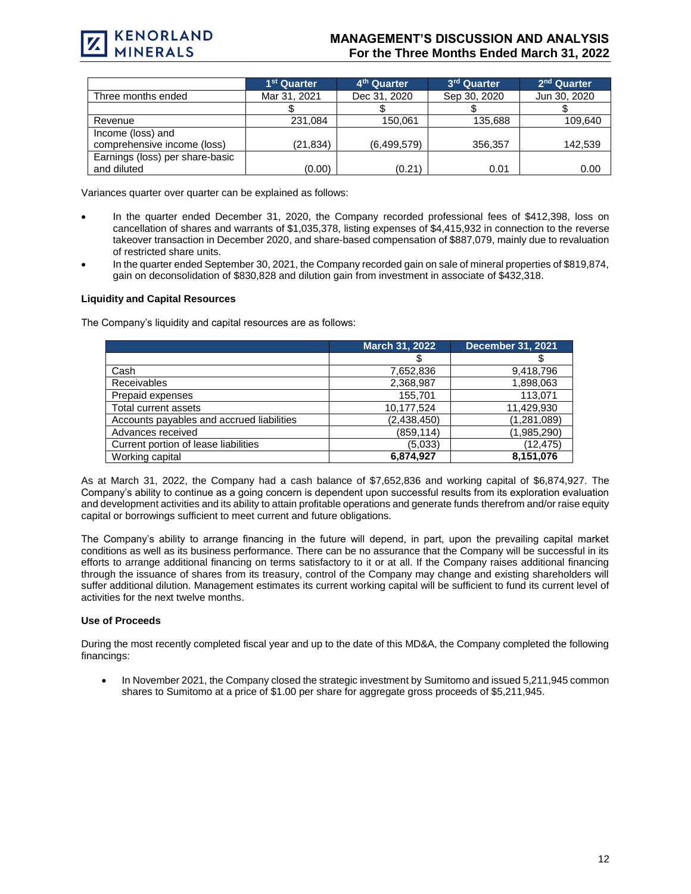| | 1st Quarter | 4th Quarter | 3rd Quarter | 2nd Quarter |
|---|---|---|---|---|
| Three months ended | Mar 31, 2021 | Dec 31, 2020 | Sep 30, 2020 | Jun 30, 2020 |
| | $ | $ | $ | $ |
| Revenue | 231,084 | 150,061 | 135,688 | 109,640 |
| Income (loss) and comprehensive income (loss) | (21,834) | (6,499,579) | 356,357 | 142,539 |
| Earnings (loss) per share-basic and diluted | (0.00) | (0.21) | 0.01 | 0.00 |

Variances quarter over quarter can be explained as follows:

- In the quarter ended December 31, 2020, the Company recorded professional fees of $412,398, loss on cancellation of shares and warrants of $1,035,378, listing expenses of $4,415,932 in connection to the reverse takeover transaction in December 2020, and share-based compensation of $887,079, mainly due to revaluation of restricted share units.
- In the quarter ended September 30, 2021, the Company recorded gain on sale of mineral properties of $819,874, gain on deconsolidation of $830,828 and dilution gain from investment in associate of $432,318.

**Liquidity and Capital Resources**

The Company's liquidity and capital resources are as follows:

| | March 31, 2022 | December 31, 2021 |
|---|---|---|
| | $ | $ |
| Cash | 7,652,836 | 9,418,796 |
| Receivables | 2,368,987 | 1,898,063 |
| Prepaid expenses | 155,701 | 113,071 |
| Total current assets | 10,177,524 | 11,429,930 |
| Accounts payables and accrued liabilities | (2,438,450) | (1,281,089) |
| Advances received | (859,114) | (1,985,290) |
| Current portion of lease liabilities | (5,033) | (12,475) |
| Working capital | **6,874,927** | **8,151,076** |

As at March 31, 2022, the Company had a cash balance of $7,652,836 and working capital of $6,874,927. The Company's ability to continue as a going concern is dependent upon successful results from its exploration evaluation and development activities and its ability to attain profitable operations and generate funds therefrom and/or raise equity capital or borrowings sufficient to meet current and future obligations.

The Company's ability to arrange financing in the future will depend, in part, upon the prevailing capital market conditions as well as its business performance. There can be no assurance that the Company will be successful in its efforts to arrange additional financing on terms satisfactory to it or at all. If the Company raises additional financing through the issuance of shares from its treasury, control of the Company may change and existing shareholders will suffer additional dilution. Management estimates its current working capital will be sufficient to fund its current level of activities for the next twelve months.

**Use of Proceeds**

During the most recently completed fiscal year and up to the date of this MD&A, the Company completed the following financings:

- In November 2021, the Company closed the strategic investment by Sumitomo and issued 5,211,945 common shares to Sumitomo at a price of $1.00 per share for aggregate gross proceeds of $5,211,945.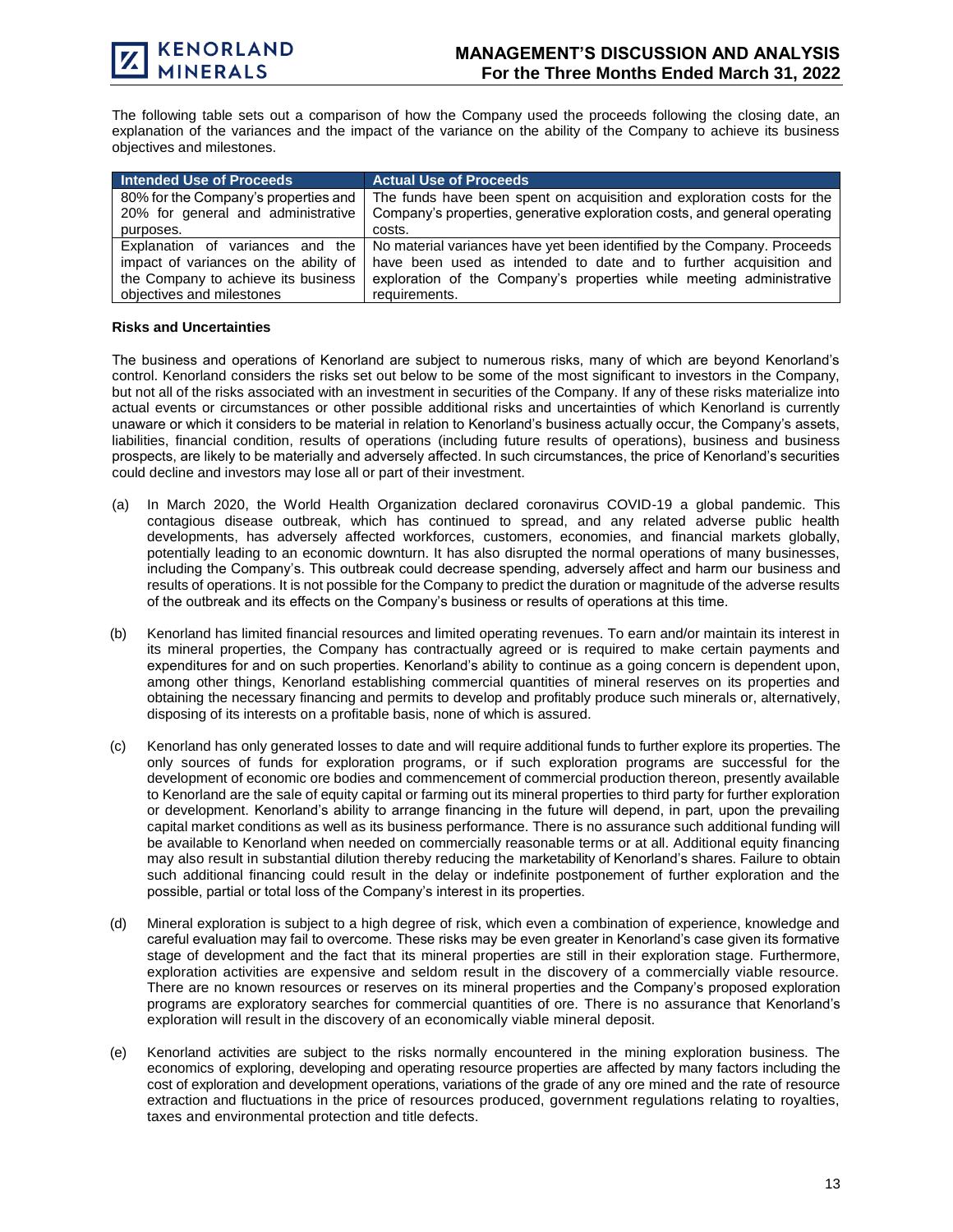The following table sets out a comparison of how the Company used the proceeds following the closing date, an explanation of the variances and the impact of the variance on the ability of the Company to achieve its business objectives and milestones.

| Intended Use of Proceeds | Actual Use of Proceeds |
|---|---|
| 80% for the Company's properties and 20% for general and administrative purposes. | The funds have been spent on acquisition and exploration costs for the Company's properties, generative exploration costs, and general operating costs. |
| Explanation of variances and the impact of variances on the ability of the Company to achieve its business objectives and milestones | No material variances have yet been identified by the Company. Proceeds have been used as intended to date and to further acquisition and exploration of the Company's properties while meeting administrative requirements. |

**Risks and Uncertainties**

The business and operations of Kenorland are subject to numerous risks, many of which are beyond Kenorland's control. Kenorland considers the risks set out below to be some of the most significant to investors in the Company, but not all of the risks associated with an investment in securities of the Company. If any of these risks materialize into actual events or circumstances or other possible additional risks and uncertainties of which Kenorland is currently unaware or which it considers to be material in relation to Kenorland's business actually occur, the Company's assets, liabilities, financial condition, results of operations (including future results of operations), business and business prospects, are likely to be materially and adversely affected. In such circumstances, the price of Kenorland's securities could decline and investors may lose all or part of their investment.

(a) In March 2020, the World Health Organization declared coronavirus COVID-19 a global pandemic. This contagious disease outbreak, which has continued to spread, and any related adverse public health developments, has adversely affected workforces, customers, economies, and financial markets globally, potentially leading to an economic downturn. It has also disrupted the normal operations of many businesses, including the Company's. This outbreak could decrease spending, adversely affect and harm our business and results of operations. It is not possible for the Company to predict the duration or magnitude of the adverse results of the outbreak and its effects on the Company's business or results of operations at this time.

(b) Kenorland has limited financial resources and limited operating revenues. To earn and/or maintain its interest in its mineral properties, the Company has contractually agreed or is required to make certain payments and expenditures for and on such properties. Kenorland's ability to continue as a going concern is dependent upon, among other things, Kenorland establishing commercial quantities of mineral reserves on its properties and obtaining the necessary financing and permits to develop and profitably produce such minerals or, alternatively, disposing of its interests on a profitable basis, none of which is assured.

(c) Kenorland has only generated losses to date and will require additional funds to further explore its properties. The only sources of funds for exploration programs, or if such exploration programs are successful for the development of economic ore bodies and commencement of commercial production thereon, presently available to Kenorland are the sale of equity capital or farming out its mineral properties to third party for further exploration or development. Kenorland's ability to arrange financing in the future will depend, in part, upon the prevailing capital market conditions as well as its business performance. There is no assurance such additional funding will be available to Kenorland when needed on commercially reasonable terms or at all. Additional equity financing may also result in substantial dilution thereby reducing the marketability of Kenorland's shares. Failure to obtain such additional financing could result in the delay or indefinite postponement of further exploration and the possible, partial or total loss of the Company's interest in its properties.

(d) Mineral exploration is subject to a high degree of risk, which even a combination of experience, knowledge and careful evaluation may fail to overcome. These risks may be even greater in Kenorland's case given its formative stage of development and the fact that its mineral properties are still in their exploration stage. Furthermore, exploration activities are expensive and seldom result in the discovery of a commercially viable resource. There are no known resources or reserves on its mineral properties and the Company's proposed exploration programs are exploratory searches for commercial quantities of ore. There is no assurance that Kenorland's exploration will result in the discovery of an economically viable mineral deposit.

(e) Kenorland activities are subject to the risks normally encountered in the mining exploration business. The economics of exploring, developing and operating resource properties are affected by many factors including the cost of exploration and development operations, variations of the grade of any ore mined and the rate of resource extraction and fluctuations in the price of resources produced, government regulations relating to royalties, taxes and environmental protection and title defects.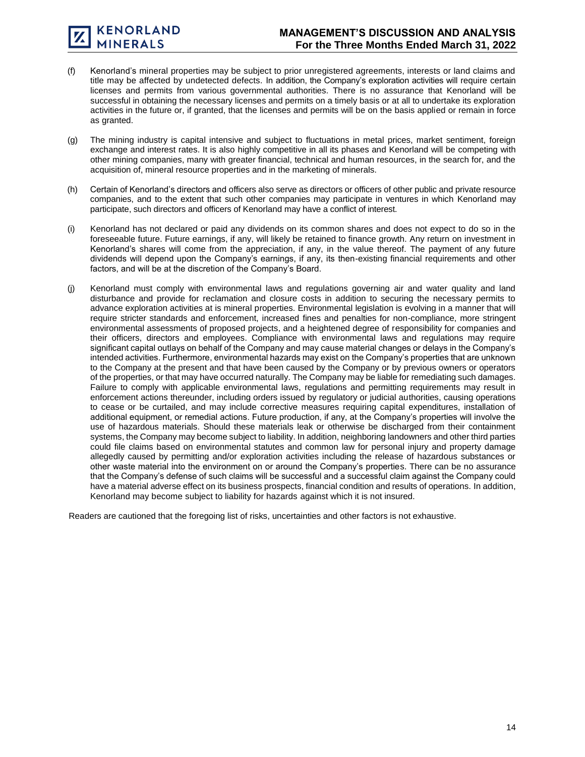(f) Kenorland's mineral properties may be subject to prior unregistered agreements, interests or land claims and title may be affected by undetected defects. In addition, the Company's exploration activities will require certain licenses and permits from various governmental authorities. There is no assurance that Kenorland will be successful in obtaining the necessary licenses and permits on a timely basis or at all to undertake its exploration activities in the future or, if granted, that the licenses and permits will be on the basis applied or remain in force as granted.

(g) The mining industry is capital intensive and subject to fluctuations in metal prices, market sentiment, foreign exchange and interest rates. It is also highly competitive in all its phases and Kenorland will be competing with other mining companies, many with greater financial, technical and human resources, in the search for, and the acquisition of, mineral resource properties and in the marketing of minerals.

(h) Certain of Kenorland's directors and officers also serve as directors or officers of other public and private resource companies, and to the extent that such other companies may participate in ventures in which Kenorland may participate, such directors and officers of Kenorland may have a conflict of interest.

(i) Kenorland has not declared or paid any dividends on its common shares and does not expect to do so in the foreseeable future. Future earnings, if any, will likely be retained to finance growth. Any return on investment in Kenorland's shares will come from the appreciation, if any, in the value thereof. The payment of any future dividends will depend upon the Company's earnings, if any, its then-existing financial requirements and other factors, and will be at the discretion of the Company's Board.

(j) Kenorland must comply with environmental laws and regulations governing air and water quality and land disturbance and provide for reclamation and closure costs in addition to securing the necessary permits to advance exploration activities at is mineral properties. Environmental legislation is evolving in a manner that will require stricter standards and enforcement, increased fines and penalties for non-compliance, more stringent environmental assessments of proposed projects, and a heightened degree of responsibility for companies and their officers, directors and employees. Compliance with environmental laws and regulations may require significant capital outlays on behalf of the Company and may cause material changes or delays in the Company's intended activities. Furthermore, environmental hazards may exist on the Company's properties that are unknown to the Company at the present and that have been caused by the Company or by previous owners or operators of the properties, or that may have occurred naturally. The Company may be liable for remediating such damages. Failure to comply with applicable environmental laws, regulations and permitting requirements may result in enforcement actions thereunder, including orders issued by regulatory or judicial authorities, causing operations to cease or be curtailed, and may include corrective measures requiring capital expenditures, installation of additional equipment, or remedial actions. Future production, if any, at the Company's properties will involve the use of hazardous materials. Should these materials leak or otherwise be discharged from their containment systems, the Company may become subject to liability. In addition, neighboring landowners and other third parties could file claims based on environmental statutes and common law for personal injury and property damage allegedly caused by permitting and/or exploration activities including the release of hazardous substances or other waste material into the environment on or around the Company's properties. There can be no assurance that the Company's defense of such claims will be successful and a successful claim against the Company could have a material adverse effect on its business prospects, financial condition and results of operations. In addition, Kenorland may become subject to liability for hazards against which it is not insured.

Readers are cautioned that the foregoing list of risks, uncertainties and other factors is not exhaustive.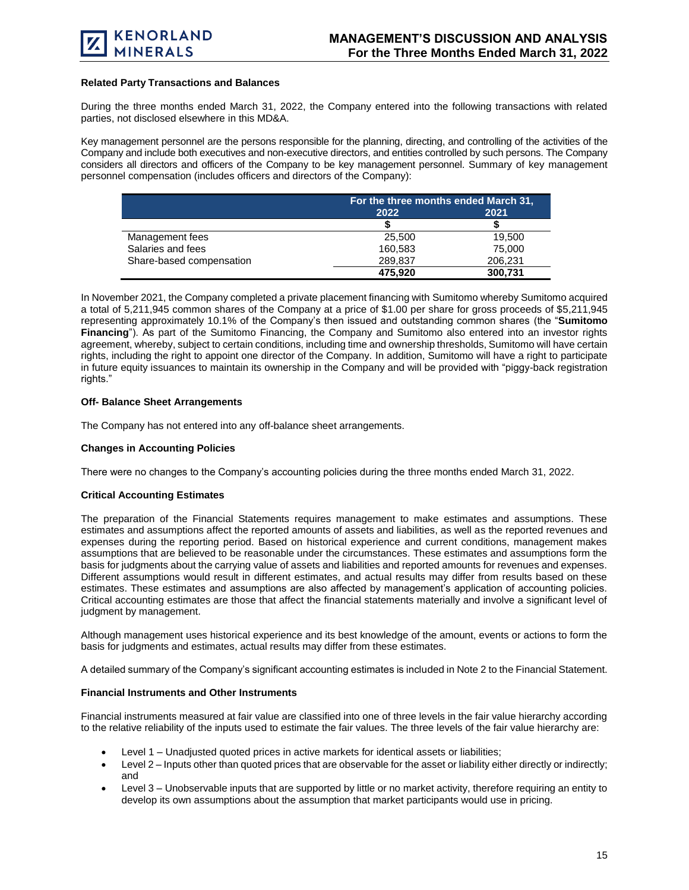### Related Party Transactions and Balances

During the three months ended March 31, 2022, the Company entered into the following transactions with related parties, not disclosed elsewhere in this MD&A.

Key management personnel are the persons responsible for the planning, directing, and controlling of the activities of the Company and include both executives and non-executive directors, and entities controlled by such persons. The Company considers all directors and officers of the Company to be key management personnel. Summary of key management personnel compensation (includes officers and directors of the Company):

| | For the three months ended March 31, | |
|---|---|---|
| | 2022 | 2021 |
| | $ | $ |
| Management fees | 25,500 | 19,500 |
| Salaries and fees | 160,583 | 75,000 |
| Share-based compensation | 289,837 | 206,231 |
| | **475,920** | **300,731** |

In November 2021, the Company completed a private placement financing with Sumitomo whereby Sumitomo acquired a total of 5,211,945 common shares of the Company at a price of $1.00 per share for gross proceeds of $5,211,945 representing approximately 10.1% of the Company's then issued and outstanding common shares (the "**Sumitomo Financing**"). As part of the Sumitomo Financing, the Company and Sumitomo also entered into an investor rights agreement, whereby, subject to certain conditions, including time and ownership thresholds, Sumitomo will have certain rights, including the right to appoint one director of the Company. In addition, Sumitomo will have a right to participate in future equity issuances to maintain its ownership in the Company and will be provided with "piggy-back registration rights."

### Off- Balance Sheet Arrangements

The Company has not entered into any off-balance sheet arrangements.

### Changes in Accounting Policies

There were no changes to the Company's accounting policies during the three months ended March 31, 2022.

### Critical Accounting Estimates

The preparation of the Financial Statements requires management to make estimates and assumptions. These estimates and assumptions affect the reported amounts of assets and liabilities, as well as the reported revenues and expenses during the reporting period. Based on historical experience and current conditions, management makes assumptions that are believed to be reasonable under the circumstances. These estimates and assumptions form the basis for judgments about the carrying value of assets and liabilities and reported amounts for revenues and expenses. Different assumptions would result in different estimates, and actual results may differ from results based on these estimates. These estimates and assumptions are also affected by management's application of accounting policies. Critical accounting estimates are those that affect the financial statements materially and involve a significant level of judgment by management.

Although management uses historical experience and its best knowledge of the amount, events or actions to form the basis for judgments and estimates, actual results may differ from these estimates.

A detailed summary of the Company's significant accounting estimates is included in Note 2 to the Financial Statement.

### Financial Instruments and Other Instruments

Financial instruments measured at fair value are classified into one of three levels in the fair value hierarchy according to the relative reliability of the inputs used to estimate the fair values. The three levels of the fair value hierarchy are:

- Level 1 – Unadjusted quoted prices in active markets for identical assets or liabilities;
- Level 2 – Inputs other than quoted prices that are observable for the asset or liability either directly or indirectly; and
- Level 3 – Unobservable inputs that are supported by little or no market activity, therefore requiring an entity to develop its own assumptions about the assumption that market participants would use in pricing.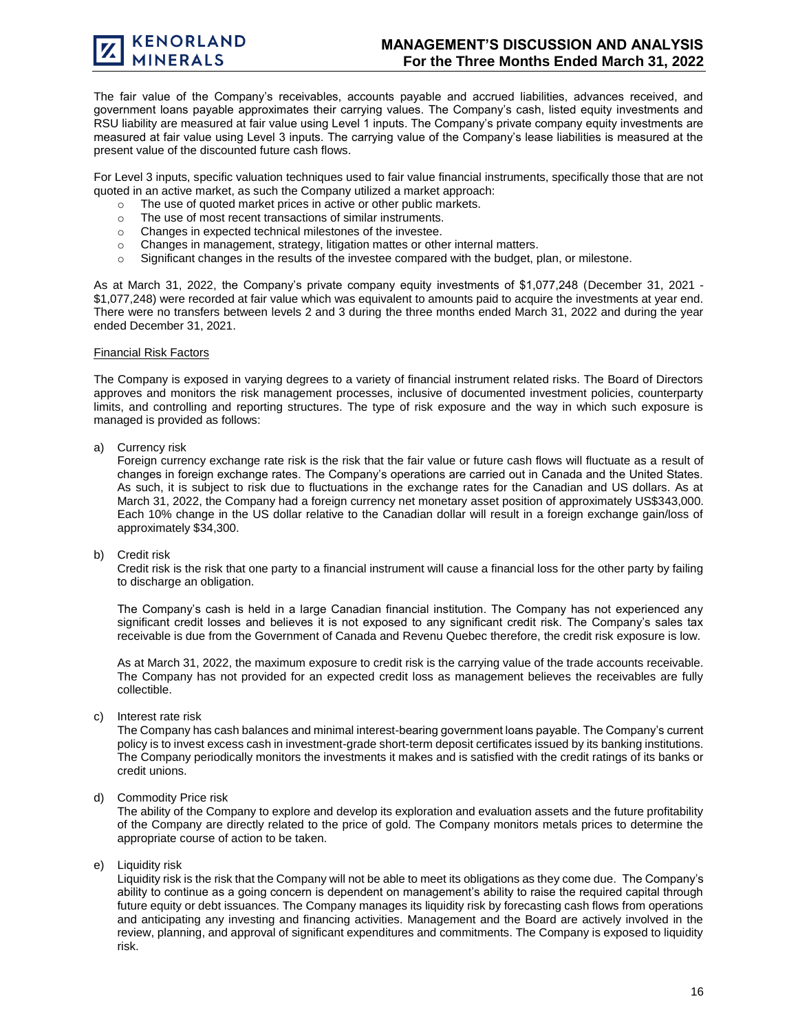The fair value of the Company's receivables, accounts payable and accrued liabilities, advances received, and government loans payable approximates their carrying values. The Company's cash, listed equity investments and RSU liability are measured at fair value using Level 1 inputs. The Company's private company equity investments are measured at fair value using Level 3 inputs. The carrying value of the Company's lease liabilities is measured at the present value of the discounted future cash flows.

For Level 3 inputs, specific valuation techniques used to fair value financial instruments, specifically those that are not quoted in an active market, as such the Company utilized a market approach:

- The use of quoted market prices in active or other public markets.
- The use of most recent transactions of similar instruments.
- Changes in expected technical milestones of the investee.
- Changes in management, strategy, litigation mattes or other internal matters.
- Significant changes in the results of the investee compared with the budget, plan, or milestone.

As at March 31, 2022, the Company's private company equity investments of $1,077,248 (December 31, 2021 - $1,077,248) were recorded at fair value which was equivalent to amounts paid to acquire the investments at year end. There were no transfers between levels 2 and 3 during the three months ended March 31, 2022 and during the year ended December 31, 2021.

Financial Risk Factors

The Company is exposed in varying degrees to a variety of financial instrument related risks. The Board of Directors approves and monitors the risk management processes, inclusive of documented investment policies, counterparty limits, and controlling and reporting structures. The type of risk exposure and the way in which such exposure is managed is provided as follows:

a) Currency risk

Foreign currency exchange rate risk is the risk that the fair value or future cash flows will fluctuate as a result of changes in foreign exchange rates. The Company's operations are carried out in Canada and the United States. As such, it is subject to risk due to fluctuations in the exchange rates for the Canadian and US dollars. As at March 31, 2022, the Company had a foreign currency net monetary asset position of approximately US$343,000. Each 10% change in the US dollar relative to the Canadian dollar will result in a foreign exchange gain/loss of approximately $34,300.

b) Credit risk

Credit risk is the risk that one party to a financial instrument will cause a financial loss for the other party by failing to discharge an obligation.

The Company's cash is held in a large Canadian financial institution. The Company has not experienced any significant credit losses and believes it is not exposed to any significant credit risk. The Company's sales tax receivable is due from the Government of Canada and Revenu Quebec therefore, the credit risk exposure is low.

As at March 31, 2022, the maximum exposure to credit risk is the carrying value of the trade accounts receivable. The Company has not provided for an expected credit loss as management believes the receivables are fully collectible.

c) Interest rate risk

The Company has cash balances and minimal interest-bearing government loans payable. The Company's current policy is to invest excess cash in investment-grade short-term deposit certificates issued by its banking institutions. The Company periodically monitors the investments it makes and is satisfied with the credit ratings of its banks or credit unions.

d) Commodity Price risk

The ability of the Company to explore and develop its exploration and evaluation assets and the future profitability of the Company are directly related to the price of gold. The Company monitors metals prices to determine the appropriate course of action to be taken.

e) Liquidity risk

Liquidity risk is the risk that the Company will not be able to meet its obligations as they come due. The Company's ability to continue as a going concern is dependent on management's ability to raise the required capital through future equity or debt issuances. The Company manages its liquidity risk by forecasting cash flows from operations and anticipating any investing and financing activities. Management and the Board are actively involved in the review, planning, and approval of significant expenditures and commitments. The Company is exposed to liquidity risk.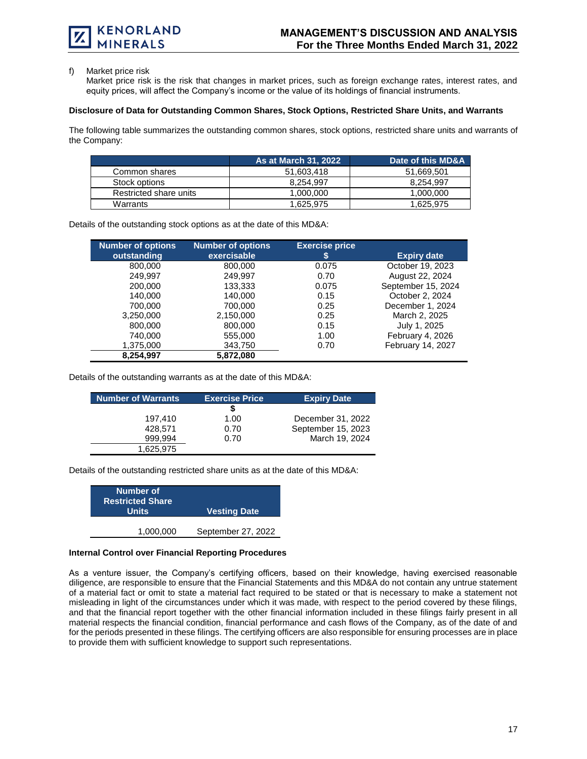f) Market price risk
Market price risk is the risk that changes in market prices, such as foreign exchange rates, interest rates, and equity prices, will affect the Company's income or the value of its holdings of financial instruments.

**Disclosure of Data for Outstanding Common Shares, Stock Options, Restricted Share Units, and Warrants**

The following table summarizes the outstanding common shares, stock options, restricted share units and warrants of the Company:

| | As at March 31, 2022 | Date of this MD&A |
|---|---|---|
| Common shares | 51,603,418 | 51,669,501 |
| Stock options | 8,254,997 | 8,254,997 |
| Restricted share units | 1,000,000 | 1,000,000 |
| Warrants | 1,625,975 | 1,625,975 |

Details of the outstanding stock options as at the date of this MD&A:

| Number of options outstanding | Number of options exercisable | Exercise price $ | Expiry date |
|---|---|---|---|
| 800,000 | 800,000 | 0.075 | October 19, 2023 |
| 249,997 | 249,997 | 0.70 | August 22, 2024 |
| 200,000 | 133,333 | 0.075 | September 15, 2024 |
| 140,000 | 140,000 | 0.15 | October 2, 2024 |
| 700,000 | 700,000 | 0.25 | December 1, 2024 |
| 3,250,000 | 2,150,000 | 0.25 | March 2, 2025 |
| 800,000 | 800,000 | 0.15 | July 1, 2025 |
| 740,000 | 555,000 | 1.00 | February 4, 2026 |
| 1,375,000 | 343,750 | 0.70 | February 14, 2027 |
| **8,254,997** | **5,872,080** | | |

Details of the outstanding warrants as at the date of this MD&A:

| Number of Warrants | Exercise Price $ | Expiry Date |
|---|---|---|
| 197,410 | 1.00 | December 31, 2022 |
| 428,571 | 0.70 | September 15, 2023 |
| 999,994 | 0.70 | March 19, 2024 |
| 1,625,975 | | |

Details of the outstanding restricted share units as at the date of this MD&A:

| Number of Restricted Share Units | Vesting Date |
|---|---|
| 1,000,000 | September 27, 2022 |

**Internal Control over Financial Reporting Procedures**

As a venture issuer, the Company's certifying officers, based on their knowledge, having exercised reasonable diligence, are responsible to ensure that the Financial Statements and this MD&A do not contain any untrue statement of a material fact or omit to state a material fact required to be stated or that is necessary to make a statement not misleading in light of the circumstances under which it was made, with respect to the period covered by these filings, and that the financial report together with the other financial information included in these filings fairly present in all material respects the financial condition, financial performance and cash flows of the Company, as of the date of and for the periods presented in these filings. The certifying officers are also responsible for ensuring processes are in place to provide them with sufficient knowledge to support such representations.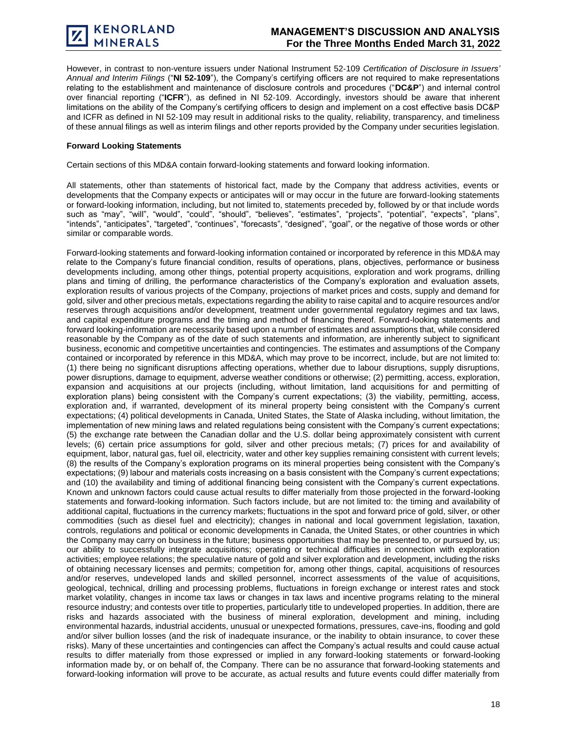However, in contrast to non-venture issuers under National Instrument 52-109 *Certification of Disclosure in Issuers' Annual and Interim Filings* ("**NI 52-109**"), the Company's certifying officers are not required to make representations relating to the establishment and maintenance of disclosure controls and procedures ("**DC&P**") and internal control over financial reporting ("**ICFR**"), as defined in NI 52-109. Accordingly, investors should be aware that inherent limitations on the ability of the Company's certifying officers to design and implement on a cost effective basis DC&P and ICFR as defined in NI 52-109 may result in additional risks to the quality, reliability, transparency, and timeliness of these annual filings as well as interim filings and other reports provided by the Company under securities legislation.

**Forward Looking Statements**

Certain sections of this MD&A contain forward-looking statements and forward looking information.

All statements, other than statements of historical fact, made by the Company that address activities, events or developments that the Company expects or anticipates will or may occur in the future are forward-looking statements or forward-looking information, including, but not limited to, statements preceded by, followed by or that include words such as "may", "will", "would", "could", "should", "believes", "estimates", "projects", "potential", "expects", "plans", "intends", "anticipates", "targeted", "continues", "forecasts", "designed", "goal", or the negative of those words or other similar or comparable words.

Forward-looking statements and forward-looking information contained or incorporated by reference in this MD&A may relate to the Company's future financial condition, results of operations, plans, objectives, performance or business developments including, among other things, potential property acquisitions, exploration and work programs, drilling plans and timing of drilling, the performance characteristics of the Company's exploration and evaluation assets, exploration results of various projects of the Company, projections of market prices and costs, supply and demand for gold, silver and other precious metals, expectations regarding the ability to raise capital and to acquire resources and/or reserves through acquisitions and/or development, treatment under governmental regulatory regimes and tax laws, and capital expenditure programs and the timing and method of financing thereof. Forward-looking statements and forward looking-information are necessarily based upon a number of estimates and assumptions that, while considered reasonable by the Company as of the date of such statements and information, are inherently subject to significant business, economic and competitive uncertainties and contingencies. The estimates and assumptions of the Company contained or incorporated by reference in this MD&A, which may prove to be incorrect, include, but are not limited to: (1) there being no significant disruptions affecting operations, whether due to labour disruptions, supply disruptions, power disruptions, damage to equipment, adverse weather conditions or otherwise; (2) permitting, access, exploration, expansion and acquisitions at our projects (including, without limitation, land acquisitions for and permitting of exploration plans) being consistent with the Company's current expectations; (3) the viability, permitting, access, exploration and, if warranted, development of its mineral property being consistent with the Company's current expectations; (4) political developments in Canada, United States, the State of Alaska including, without limitation, the implementation of new mining laws and related regulations being consistent with the Company's current expectations; (5) the exchange rate between the Canadian dollar and the U.S. dollar being approximately consistent with current levels; (6) certain price assumptions for gold, silver and other precious metals; (7) prices for and availability of equipment, labor, natural gas, fuel oil, electricity, water and other key supplies remaining consistent with current levels; (8) the results of the Company's exploration programs on its mineral properties being consistent with the Company's expectations; (9) labour and materials costs increasing on a basis consistent with the Company's current expectations; and (10) the availability and timing of additional financing being consistent with the Company's current expectations. Known and unknown factors could cause actual results to differ materially from those projected in the forward-looking statements and forward-looking information. Such factors include, but are not limited to: the timing and availability of additional capital, fluctuations in the currency markets; fluctuations in the spot and forward price of gold, silver, or other commodities (such as diesel fuel and electricity); changes in national and local government legislation, taxation, controls, regulations and political or economic developments in Canada, the United States, or other countries in which the Company may carry on business in the future; business opportunities that may be presented to, or pursued by, us; our ability to successfully integrate acquisitions; operating or technical difficulties in connection with exploration activities; employee relations; the speculative nature of gold and silver exploration and development, including the risks of obtaining necessary licenses and permits; competition for, among other things, capital, acquisitions of resources and/or reserves, undeveloped lands and skilled personnel, incorrect assessments of the value of acquisitions, geological, technical, drilling and processing problems, fluctuations in foreign exchange or interest rates and stock market volatility, changes in income tax laws or changes in tax laws and incentive programs relating to the mineral resource industry; and contests over title to properties, particularly title to undeveloped properties. In addition, there are risks and hazards associated with the business of mineral exploration, development and mining, including environmental hazards, industrial accidents, unusual or unexpected formations, pressures, cave-ins, flooding and gold and/or silver bullion losses (and the risk of inadequate insurance, or the inability to obtain insurance, to cover these risks). Many of these uncertainties and contingencies can affect the Company's actual results and could cause actual results to differ materially from those expressed or implied in any forward-looking statements or forward-looking information made by, or on behalf of, the Company. There can be no assurance that forward-looking statements and forward-looking information will prove to be accurate, as actual results and future events could differ materially from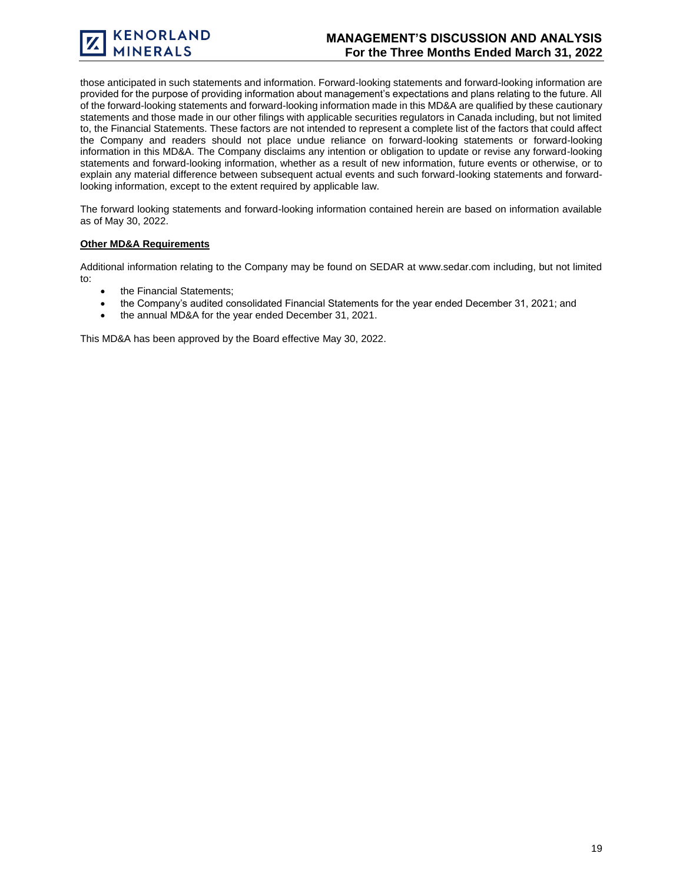those anticipated in such statements and information. Forward-looking statements and forward-looking information are provided for the purpose of providing information about management's expectations and plans relating to the future. All of the forward-looking statements and forward-looking information made in this MD&A are qualified by these cautionary statements and those made in our other filings with applicable securities regulators in Canada including, but not limited to, the Financial Statements. These factors are not intended to represent a complete list of the factors that could affect the Company and readers should not place undue reliance on forward-looking statements or forward-looking information in this MD&A. The Company disclaims any intention or obligation to update or revise any forward-looking statements and forward-looking information, whether as a result of new information, future events or otherwise, or to explain any material difference between subsequent actual events and such forward-looking statements and forward-looking information, except to the extent required by applicable law.

The forward looking statements and forward-looking information contained herein are based on information available as of May 30, 2022.

**Other MD&A Requirements**

Additional information relating to the Company may be found on SEDAR at www.sedar.com including, but not limited to:

- the Financial Statements;
- the Company's audited consolidated Financial Statements for the year ended December 31, 2021; and
- the annual MD&A for the year ended December 31, 2021.

This MD&A has been approved by the Board effective May 30, 2022.